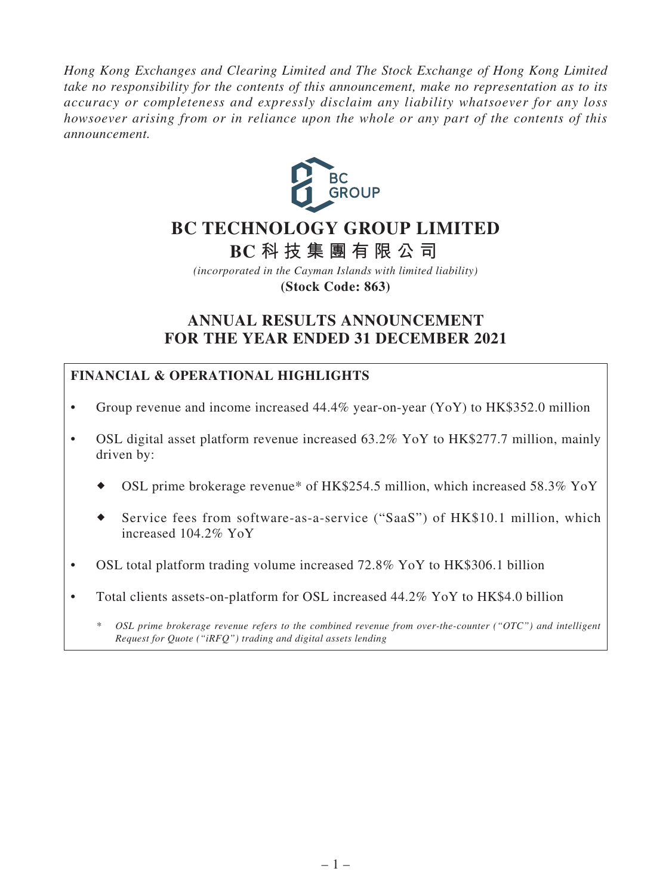*Hong Kong Exchanges and Clearing Limited and The Stock Exchange of Hong Kong Limited take no responsibility for the contents of this announcement, make no representation as to its accuracy or completeness and expressly disclaim any liability whatsoever for any loss howsoever arising from or in reliance upon the whole or any part of the contents of this announcement.*

BC GROUP

# BC TECHNOLOGY GROUP LIMITED

# BC 科技集團有限公司

*(incorporated in the Cayman Islands with limited liability)*

**(Stock Code: 863)**

## ANNUAL RESULTS ANNOUNCEMENT FOR THE YEAR ENDED 31 DECEMBER 2021

### FINANCIAL & OPERATIONAL HIGHLIGHTS

- Group revenue and income increased 44.4% year-on-year (YoY) to HK$352.0 million
- OSL digital asset platform revenue increased 63.2% YoY to HK$277.7 million, mainly driven by:
  - OSL prime brokerage revenue* of HK$254.5 million, which increased 58.3% YoY
  - Service fees from software-as-a-service ("SaaS") of HK$10.1 million, which increased 104.2% YoY
- OSL total platform trading volume increased 72.8% YoY to HK$306.1 billion
- Total clients assets-on-platform for OSL increased 44.2% YoY to HK$4.0 billion

\* *OSL prime brokerage revenue refers to the combined revenue from over-the-counter ("OTC") and intelligent Request for Quote ("iRFQ") trading and digital assets lending*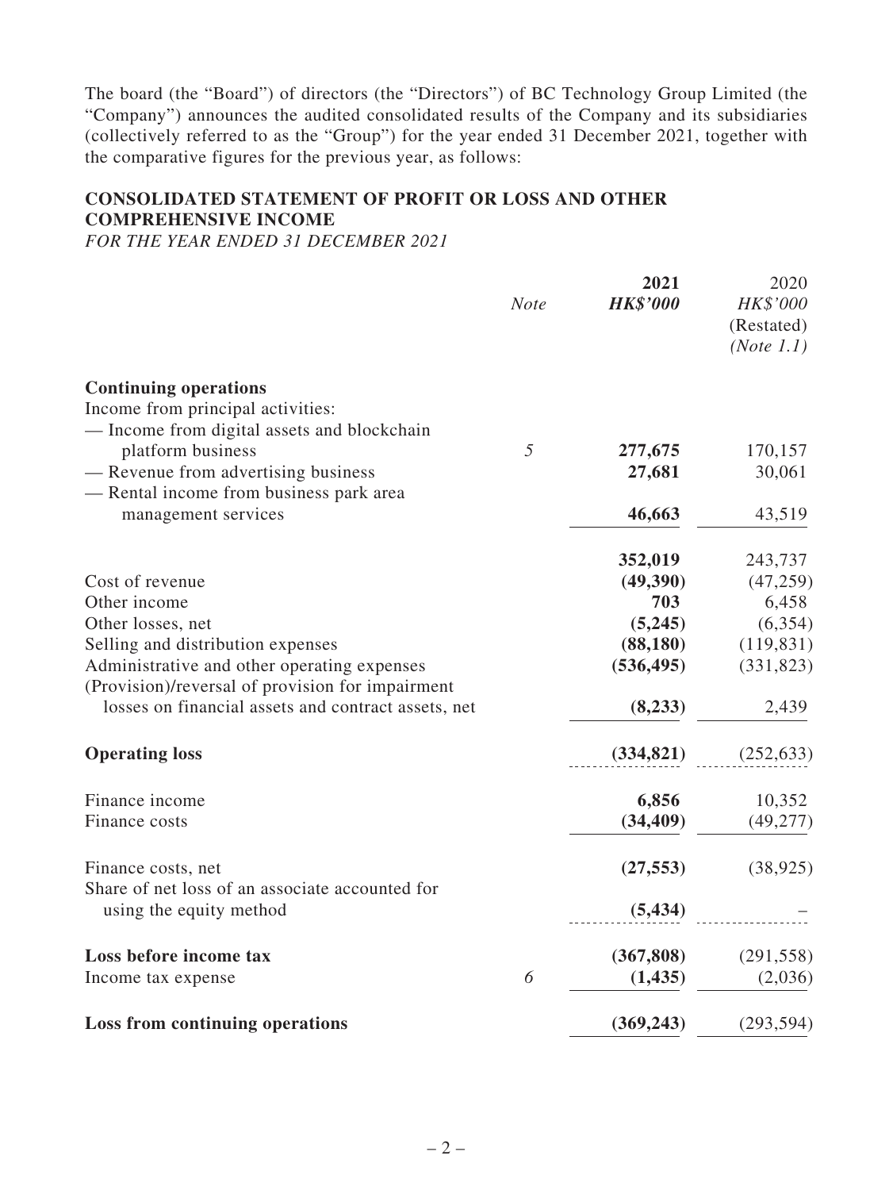The board (the "Board") of directors (the "Directors") of BC Technology Group Limited (the "Company") announces the audited consolidated results of the Company and its subsidiaries (collectively referred to as the "Group") for the year ended 31 December 2021, together with the comparative figures for the previous year, as follows:

## CONSOLIDATED STATEMENT OF PROFIT OR LOSS AND OTHER COMPREHENSIVE INCOME

*FOR THE YEAR ENDED 31 DECEMBER 2021*

| | *Note* | **2021** | 2020 |
|---|---|---|---|
| | | ***HK$'000*** | *HK$'000* |
| | | | (Restated) |
| | | | *(Note 1.1)* |
| **Continuing operations** | | | |
| Income from principal activities: | | | |
| — Income from digital assets and blockchain platform business | *5* | **277,675** | 170,157 |
| — Revenue from advertising business | | **27,681** | 30,061 |
| — Rental income from business park area management services | | **46,663** | 43,519 |
| | | **352,019** | 243,737 |
| Cost of revenue | | **(49,390)** | (47,259) |
| Other income | | **703** | 6,458 |
| Other losses, net | | **(5,245)** | (6,354) |
| Selling and distribution expenses | | **(88,180)** | (119,831) |
| Administrative and other operating expenses | | **(536,495)** | (331,823) |
| (Provision)/reversal of provision for impairment losses on financial assets and contract assets, net | | **(8,233)** | 2,439 |
| **Operating loss** | | **(334,821)** | (252,633) |
| Finance income | | **6,856** | 10,352 |
| Finance costs | | **(34,409)** | (49,277) |
| Finance costs, net | | **(27,553)** | (38,925) |
| Share of net loss of an associate accounted for using the equity method | | **(5,434)** | – |
| **Loss before income tax** | | **(367,808)** | (291,558) |
| Income tax expense | *6* | **(1,435)** | (2,036) |
| **Loss from continuing operations** | | **(369,243)** | (293,594) |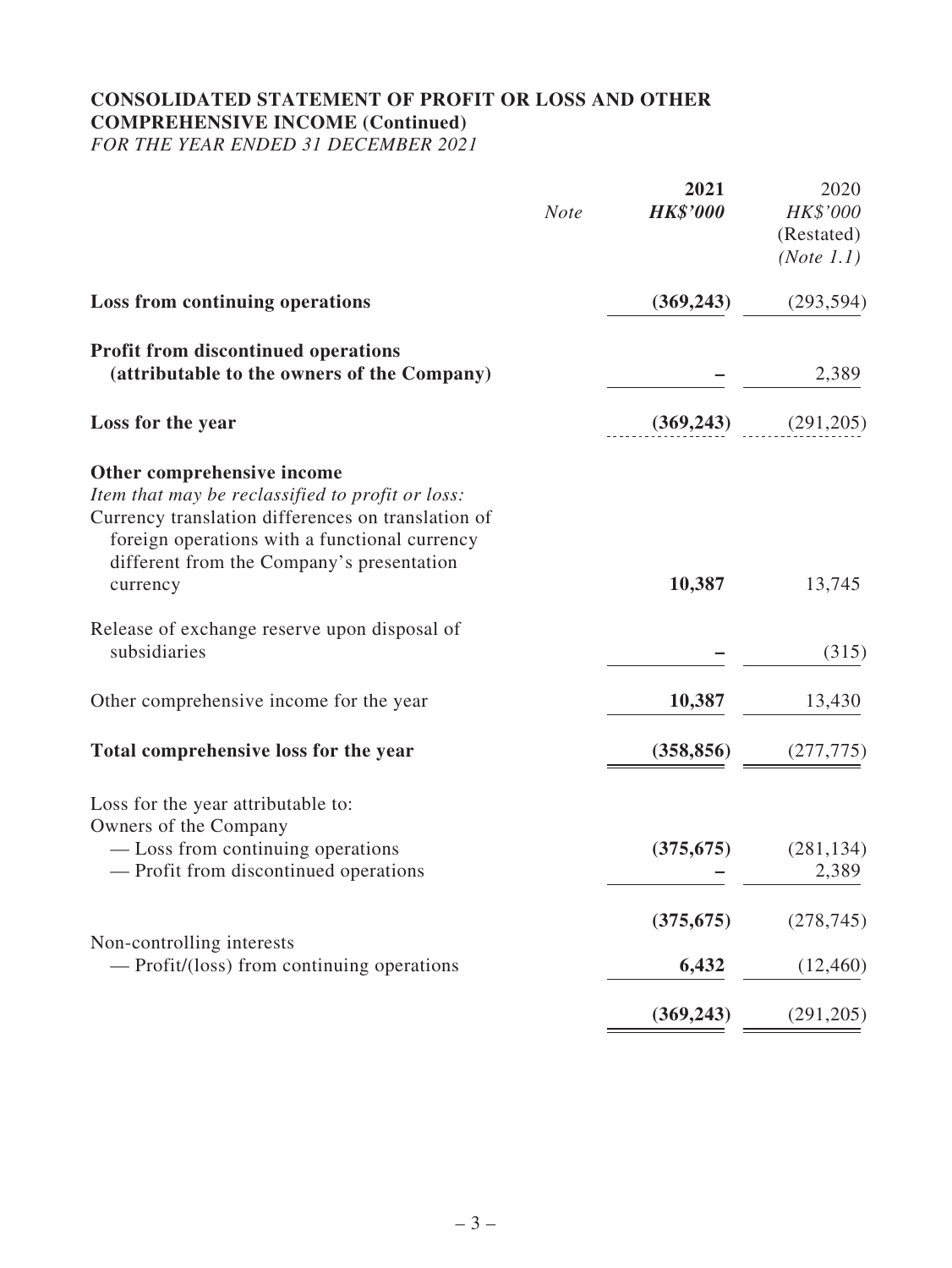## CONSOLIDATED STATEMENT OF PROFIT OR LOSS AND OTHER COMPREHENSIVE INCOME (Continued)

*FOR THE YEAR ENDED 31 DECEMBER 2021*

| | *Note* | **2021** | 2020 |
|---|---|---|---|
| | | ***HK$'000*** | *HK$'000* |
| | | | (Restated) |
| | | | *(Note 1.1)* |
| **Loss from continuing operations** | | **(369,243)** | (293,594) |
| **Profit from discontinued operations (attributable to the owners of the Company)** | | **–** | 2,389 |
| **Loss for the year** | | **(369,243)** | (291,205) |
| **Other comprehensive income** | | | |
| *Item that may be reclassified to profit or loss:* | | | |
| Currency translation differences on translation of foreign operations with a functional currency different from the Company's presentation currency | | **10,387** | 13,745 |
| Release of exchange reserve upon disposal of subsidiaries | | **–** | (315) |
| Other comprehensive income for the year | | **10,387** | 13,430 |
| **Total comprehensive loss for the year** | | **(358,856)** | (277,775) |
| Loss for the year attributable to: | | | |
| Owners of the Company | | | |
| — Loss from continuing operations | | **(375,675)** | (281,134) |
| — Profit from discontinued operations | | **–** | 2,389 |
| | | **(375,675)** | (278,745) |
| Non-controlling interests | | | |
| — Profit/(loss) from continuing operations | | **6,432** | (12,460) |
| | | **(369,243)** | (291,205) |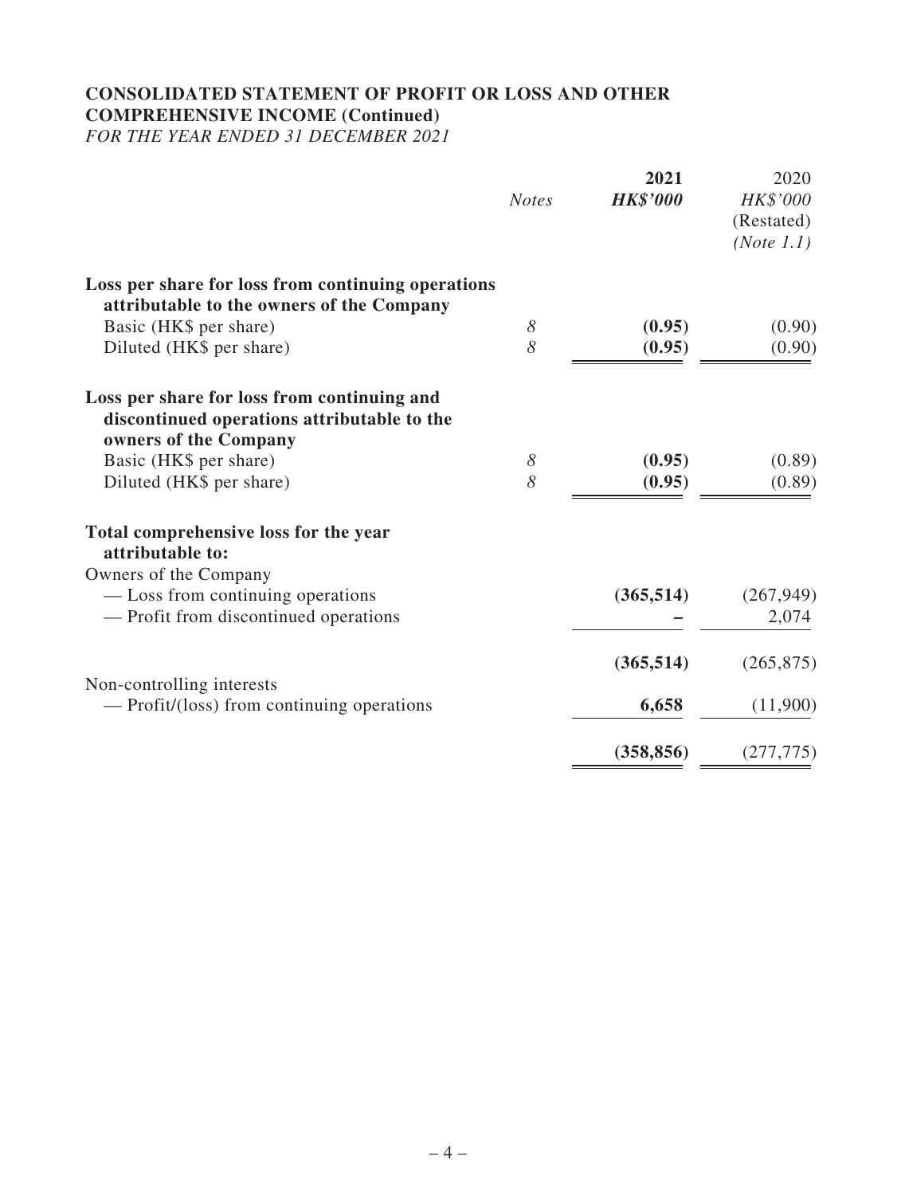## CONSOLIDATED STATEMENT OF PROFIT OR LOSS AND OTHER COMPREHENSIVE INCOME (Continued)

*FOR THE YEAR ENDED 31 DECEMBER 2021*

| | *Notes* | **2021** **_HK$'000_** | 2020 *HK$'000* (Restated) *(Note 1.1)* |
|---|---|---|---|
| **Loss per share for loss from continuing operations attributable to the owners of the Company** | | | |
| Basic (HK$ per share) | *8* | **(0.95)** | (0.90) |
| Diluted (HK$ per share) | *8* | **(0.95)** | (0.90) |
| **Loss per share for loss from continuing and discontinued operations attributable to the owners of the Company** | | | |
| Basic (HK$ per share) | *8* | **(0.95)** | (0.89) |
| Diluted (HK$ per share) | *8* | **(0.95)** | (0.89) |
| **Total comprehensive loss for the year attributable to:** | | | |
| Owners of the Company | | | |
| — Loss from continuing operations | | **(365,514)** | (267,949) |
| — Profit from discontinued operations | | **–** | 2,074 |
| | | **(365,514)** | (265,875) |
| Non-controlling interests | | | |
| — Profit/(loss) from continuing operations | | **6,658** | (11,900) |
| | | **(358,856)** | (277,775) |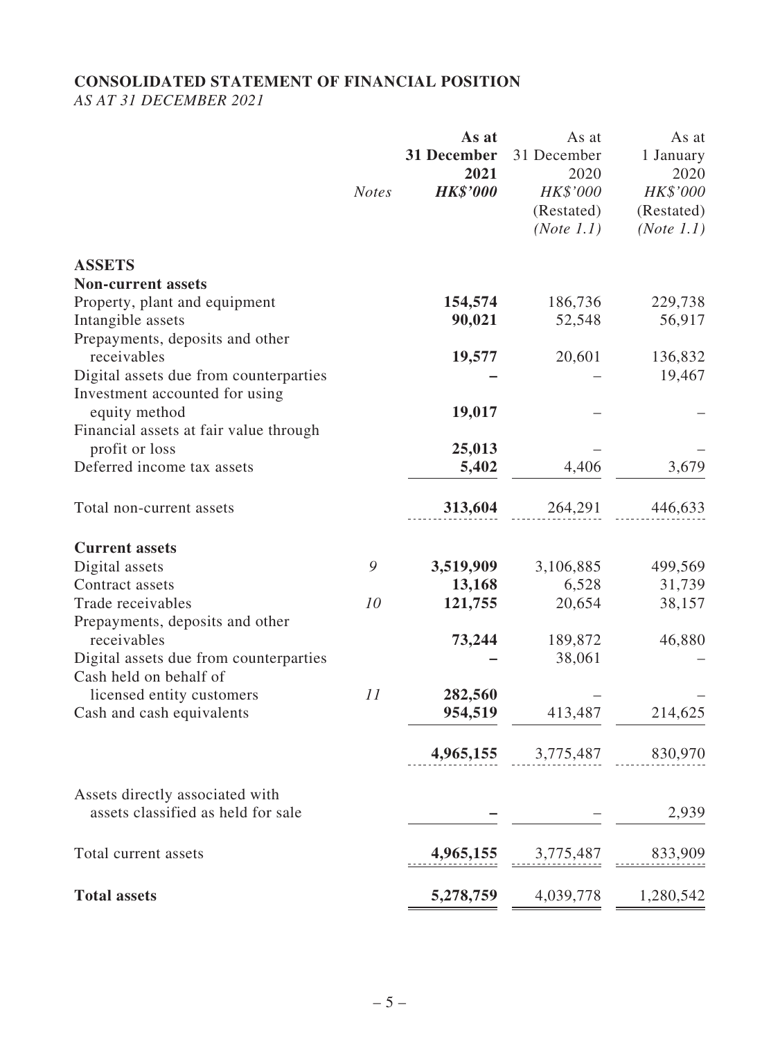# CONSOLIDATED STATEMENT OF FINANCIAL POSITION

*AS AT 31 DECEMBER 2021*

| | *Notes* | **As at 31 December 2021 *HK$'000*** | As at 31 December 2020 *HK$'000* (Restated) *(Note 1.1)* | As at 1 January 2020 *HK$'000* (Restated) *(Note 1.1)* |
|---|---|---|---|---|
| **ASSETS** | | | | |
| **Non-current assets** | | | | |
| Property, plant and equipment | | **154,574** | 186,736 | 229,738 |
| Intangible assets | | **90,021** | 52,548 | 56,917 |
| Prepayments, deposits and other receivables | | **19,577** | 20,601 | 136,832 |
| Digital assets due from counterparties | | **–** | – | 19,467 |
| Investment accounted for using equity method | | **19,017** | – | – |
| Financial assets at fair value through profit or loss | | **25,013** | – | – |
| Deferred income tax assets | | **5,402** | 4,406 | 3,679 |
| Total non-current assets | | **313,604** | 264,291 | 446,633 |
| **Current assets** | | | | |
| Digital assets | *9* | **3,519,909** | 3,106,885 | 499,569 |
| Contract assets | | **13,168** | 6,528 | 31,739 |
| Trade receivables | *10* | **121,755** | 20,654 | 38,157 |
| Prepayments, deposits and other receivables | | **73,244** | 189,872 | 46,880 |
| Digital assets due from counterparties | | **–** | 38,061 | – |
| Cash held on behalf of licensed entity customers | *11* | **282,560** | – | – |
| Cash and cash equivalents | | **954,519** | 413,487 | 214,625 |
| | | **4,965,155** | 3,775,487 | 830,970 |
| Assets directly associated with assets classified as held for sale | | **–** | – | 2,939 |
| Total current assets | | **4,965,155** | 3,775,487 | 833,909 |
| **Total assets** | | **5,278,759** | 4,039,778 | 1,280,542 |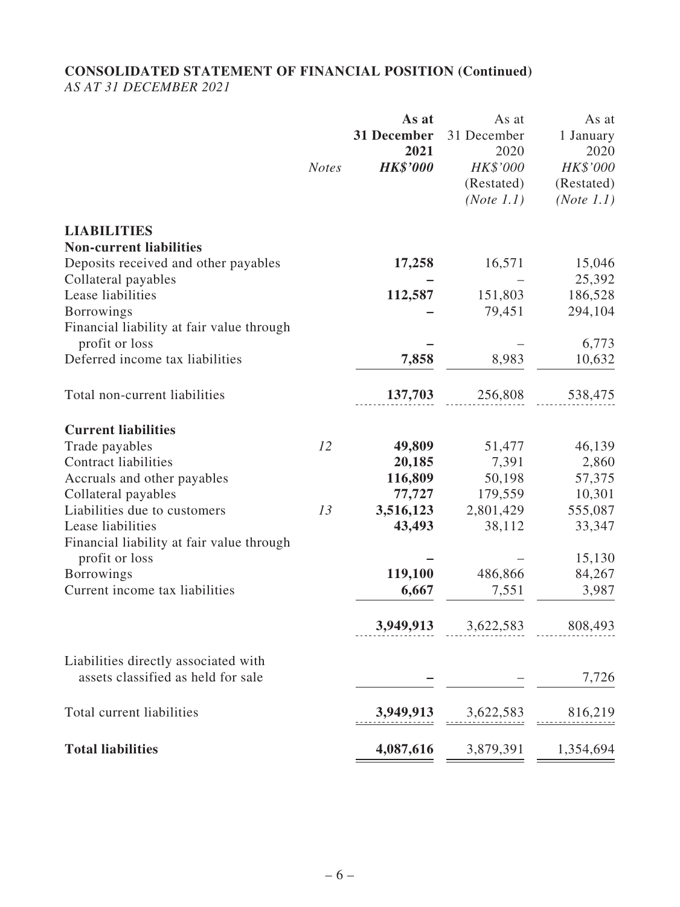## CONSOLIDATED STATEMENT OF FINANCIAL POSITION (Continued)

*AS AT 31 DECEMBER 2021*

| | *Notes* | **As at 31 December 2021** **HK$'000** | As at 31 December 2020 HK$'000 (Restated) (Note 1.1) | As at 1 January 2020 HK$'000 (Restated) (Note 1.1) |
|---|---|---|---|---|
| **LIABILITIES** | | | | |
| **Non-current liabilities** | | | | |
| Deposits received and other payables | | **17,258** | 16,571 | 15,046 |
| Collateral payables | | **–** | – | 25,392 |
| Lease liabilities | | **112,587** | 151,803 | 186,528 |
| Borrowings | | **–** | 79,451 | 294,104 |
| Financial liability at fair value through profit or loss | | **–** | – | 6,773 |
| Deferred income tax liabilities | | **7,858** | 8,983 | 10,632 |
| Total non-current liabilities | | **137,703** | 256,808 | 538,475 |
| **Current liabilities** | | | | |
| Trade payables | 12 | **49,809** | 51,477 | 46,139 |
| Contract liabilities | | **20,185** | 7,391 | 2,860 |
| Accruals and other payables | | **116,809** | 50,198 | 57,375 |
| Collateral payables | | **77,727** | 179,559 | 10,301 |
| Liabilities due to customers | 13 | **3,516,123** | 2,801,429 | 555,087 |
| Lease liabilities | | **43,493** | 38,112 | 33,347 |
| Financial liability at fair value through profit or loss | | **–** | – | 15,130 |
| Borrowings | | **119,100** | 486,866 | 84,267 |
| Current income tax liabilities | | **6,667** | 7,551 | 3,987 |
| | | **3,949,913** | 3,622,583 | 808,493 |
| Liabilities directly associated with assets classified as held for sale | | **–** | – | 7,726 |
| Total current liabilities | | **3,949,913** | 3,622,583 | 816,219 |
| **Total liabilities** | | **4,087,616** | 3,879,391 | 1,354,694 |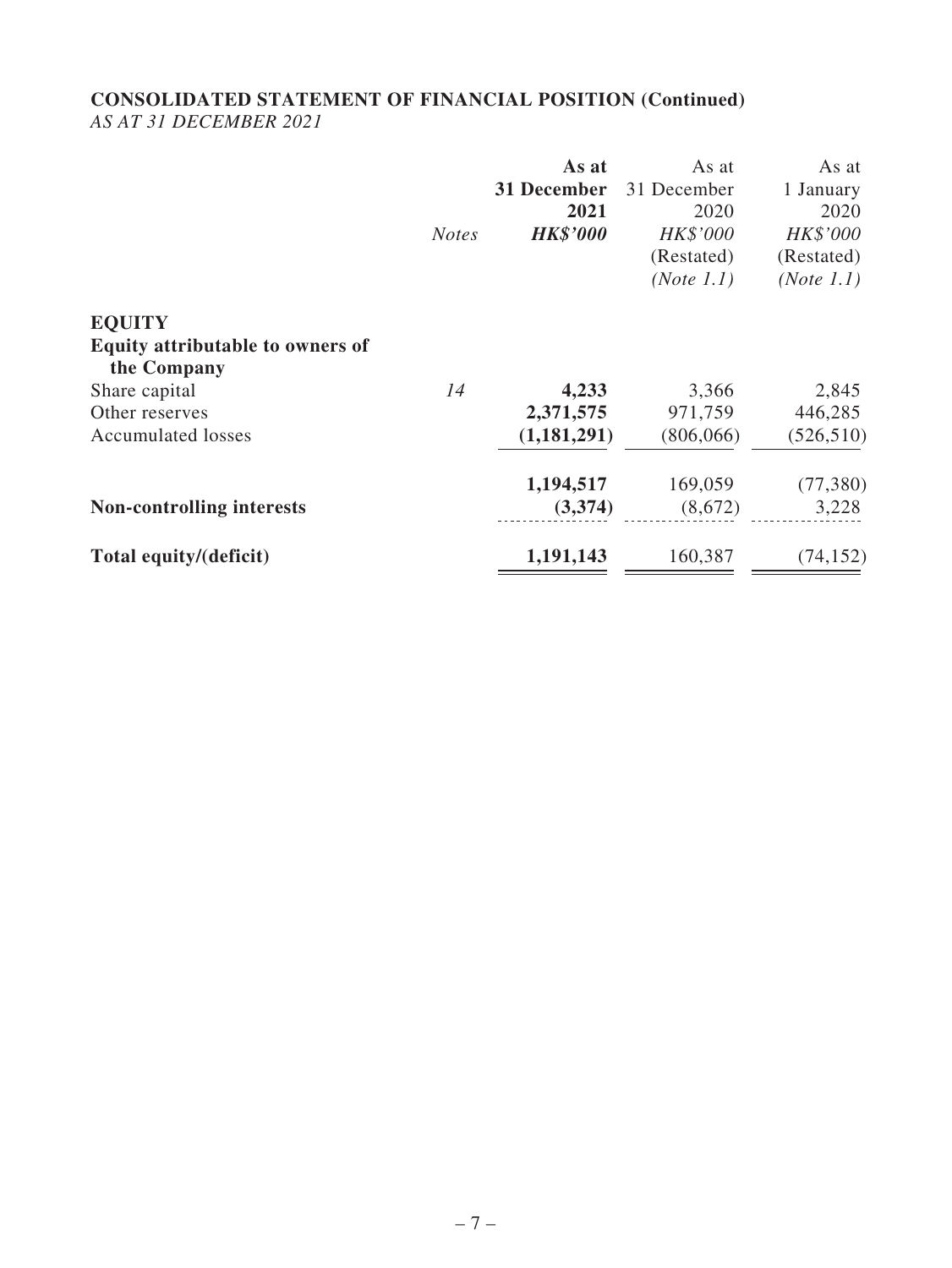## CONSOLIDATED STATEMENT OF FINANCIAL POSITION (Continued)

*AS AT 31 DECEMBER 2021*

| | *Notes* | **As at 31 December 2021** ***HK$'000*** | As at 31 December 2020 *HK$'000* (Restated) *(Note 1.1)* | As at 1 January 2020 *HK$'000* (Restated) *(Note 1.1)* |
|---|---|---|---|---|
| **EQUITY** | | | | |
| **Equity attributable to owners of the Company** | | | | |
| Share capital | *14* | **4,233** | 3,366 | 2,845 |
| Other reserves | | **2,371,575** | 971,759 | 446,285 |
| Accumulated losses | | **(1,181,291)** | (806,066) | (526,510) |
| | | **1,194,517** | 169,059 | (77,380) |
| **Non-controlling interests** | | **(3,374)** | (8,672) | 3,228 |
| **Total equity/(deficit)** | | **1,191,143** | 160,387 | (74,152) |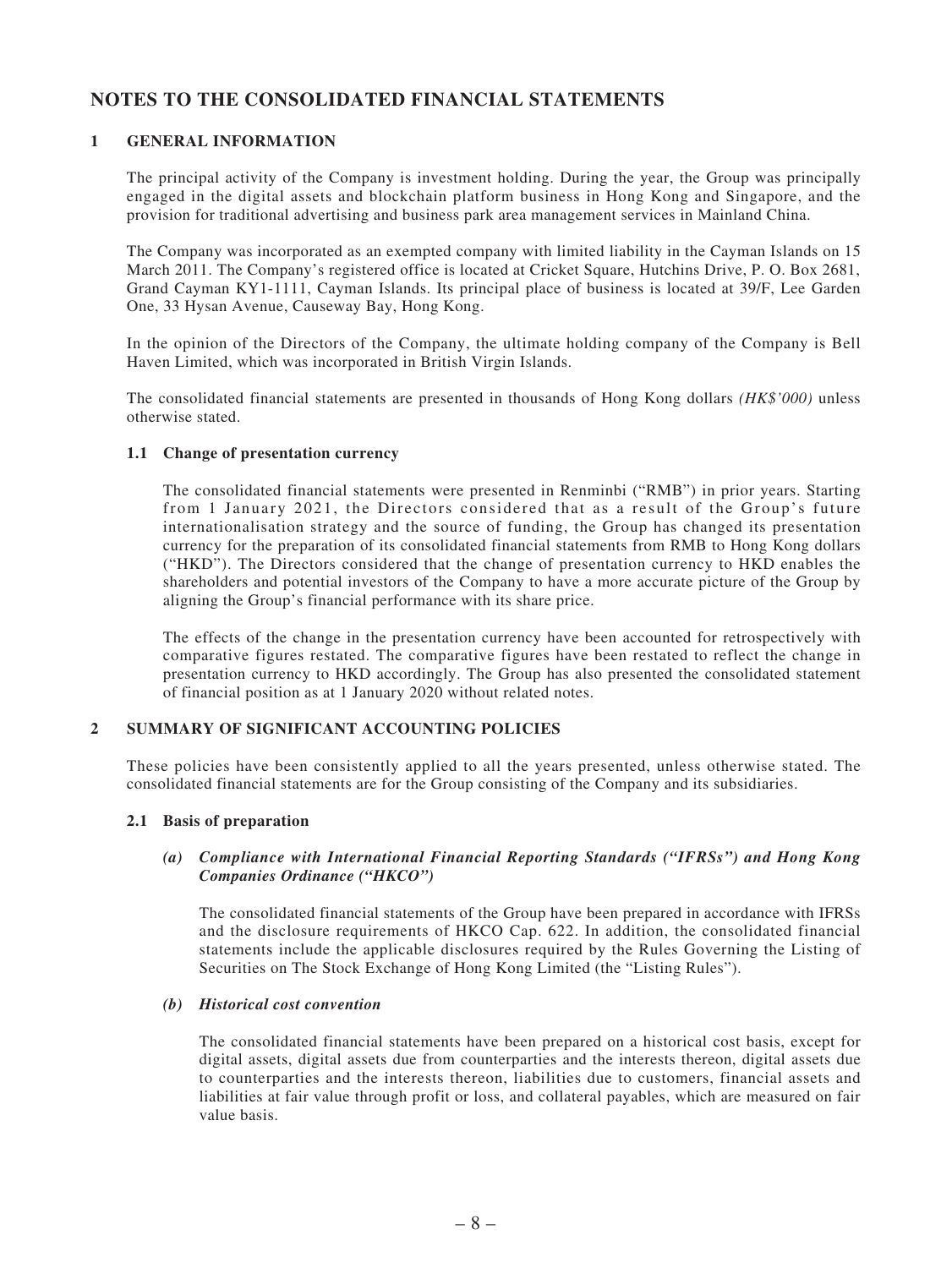# NOTES TO THE CONSOLIDATED FINANCIAL STATEMENTS

## 1 GENERAL INFORMATION

The principal activity of the Company is investment holding. During the year, the Group was principally engaged in the digital assets and blockchain platform business in Hong Kong and Singapore, and the provision for traditional advertising and business park area management services in Mainland China.

The Company was incorporated as an exempted company with limited liability in the Cayman Islands on 15 March 2011. The Company's registered office is located at Cricket Square, Hutchins Drive, P. O. Box 2681, Grand Cayman KY1-1111, Cayman Islands. Its principal place of business is located at 39/F, Lee Garden One, 33 Hysan Avenue, Causeway Bay, Hong Kong.

In the opinion of the Directors of the Company, the ultimate holding company of the Company is Bell Haven Limited, which was incorporated in British Virgin Islands.

The consolidated financial statements are presented in thousands of Hong Kong dollars *(HK$'000)* unless otherwise stated.

### 1.1 Change of presentation currency

The consolidated financial statements were presented in Renminbi ("RMB") in prior years. Starting from 1 January 2021, the Directors considered that as a result of the Group's future internationalisation strategy and the source of funding, the Group has changed its presentation currency for the preparation of its consolidated financial statements from RMB to Hong Kong dollars ("HKD"). The Directors considered that the change of presentation currency to HKD enables the shareholders and potential investors of the Company to have a more accurate picture of the Group by aligning the Group's financial performance with its share price.

The effects of the change in the presentation currency have been accounted for retrospectively with comparative figures restated. The comparative figures have been restated to reflect the change in presentation currency to HKD accordingly. The Group has also presented the consolidated statement of financial position as at 1 January 2020 without related notes.

## 2 SUMMARY OF SIGNIFICANT ACCOUNTING POLICIES

These policies have been consistently applied to all the years presented, unless otherwise stated. The consolidated financial statements are for the Group consisting of the Company and its subsidiaries.

### 2.1 Basis of preparation

#### *(a) Compliance with International Financial Reporting Standards ("IFRSs") and Hong Kong Companies Ordinance ("HKCO")*

The consolidated financial statements of the Group have been prepared in accordance with IFRSs and the disclosure requirements of HKCO Cap. 622. In addition, the consolidated financial statements include the applicable disclosures required by the Rules Governing the Listing of Securities on The Stock Exchange of Hong Kong Limited (the "Listing Rules").

#### *(b) Historical cost convention*

The consolidated financial statements have been prepared on a historical cost basis, except for digital assets, digital assets due from counterparties and the interests thereon, digital assets due to counterparties and the interests thereon, liabilities due to customers, financial assets and liabilities at fair value through profit or loss, and collateral payables, which are measured on fair value basis.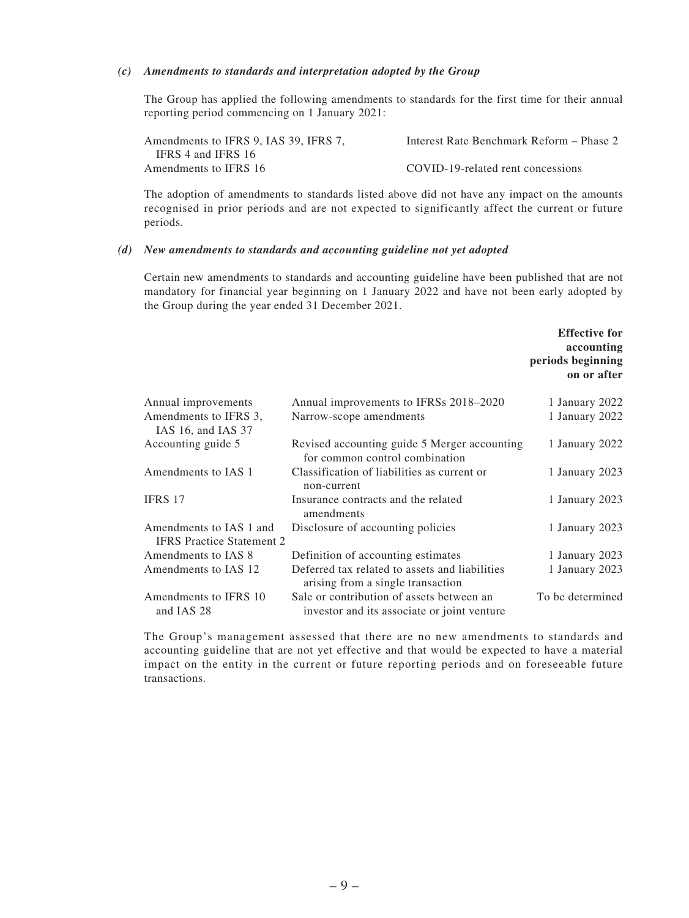### *(c) Amendments to standards and interpretation adopted by the Group*

The Group has applied the following amendments to standards for the first time for their annual reporting period commencing on 1 January 2021:

| | |
|---|---|
| Amendments to IFRS 9, IAS 39, IFRS 7, IFRS 4 and IFRS 16 | Interest Rate Benchmark Reform – Phase 2 |
| Amendments to IFRS 16 | COVID-19-related rent concessions |

The adoption of amendments to standards listed above did not have any impact on the amounts recognised in prior periods and are not expected to significantly affect the current or future periods.

### *(d) New amendments to standards and accounting guideline not yet adopted*

Certain new amendments to standards and accounting guideline have been published that are not mandatory for financial year beginning on 1 January 2022 and have not been early adopted by the Group during the year ended 31 December 2021.

| | | **Effective for accounting periods beginning on or after** |
|---|---|---|
| Annual improvements | Annual improvements to IFRSs 2018–2020 | 1 January 2022 |
| Amendments to IFRS 3, IAS 16, and IAS 37 | Narrow-scope amendments | 1 January 2022 |
| Accounting guide 5 | Revised accounting guide 5 Merger accounting for common control combination | 1 January 2022 |
| Amendments to IAS 1 | Classification of liabilities as current or non-current | 1 January 2023 |
| IFRS 17 | Insurance contracts and the related amendments | 1 January 2023 |
| Amendments to IAS 1 and IFRS Practice Statement 2 | Disclosure of accounting policies | 1 January 2023 |
| Amendments to IAS 8 | Definition of accounting estimates | 1 January 2023 |
| Amendments to IAS 12 | Deferred tax related to assets and liabilities arising from a single transaction | 1 January 2023 |
| Amendments to IFRS 10 and IAS 28 | Sale or contribution of assets between an investor and its associate or joint venture | To be determined |

The Group's management assessed that there are no new amendments to standards and accounting guideline that are not yet effective and that would be expected to have a material impact on the entity in the current or future reporting periods and on foreseeable future transactions.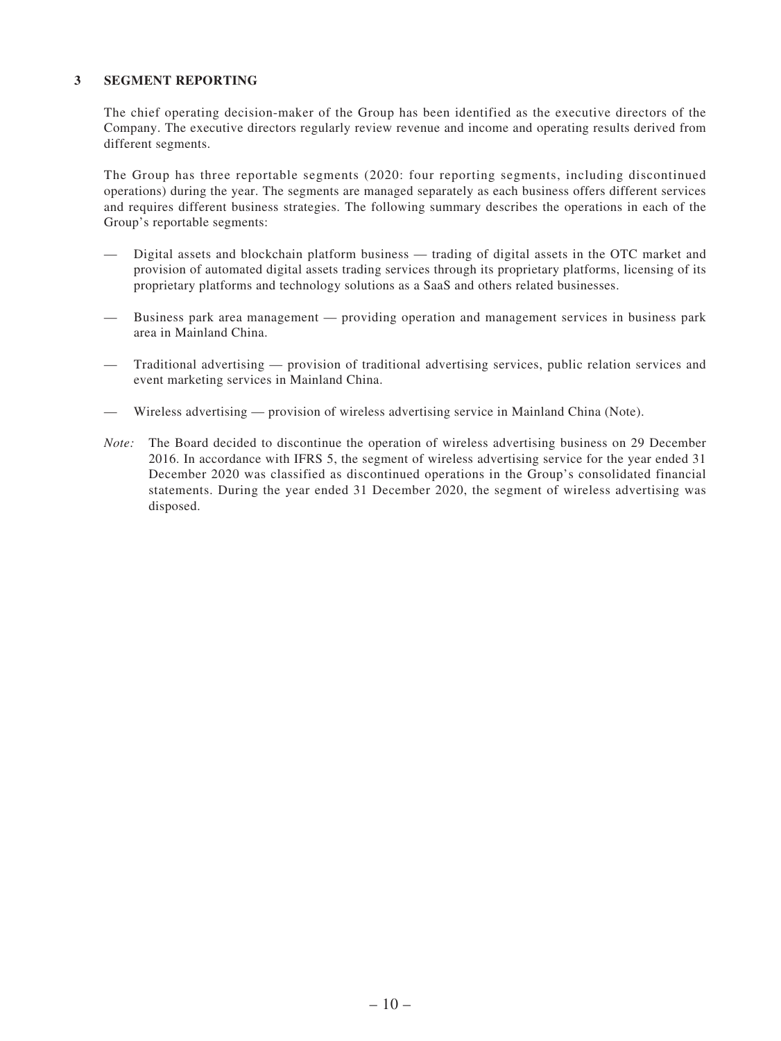## 3 SEGMENT REPORTING

The chief operating decision-maker of the Group has been identified as the executive directors of the Company. The executive directors regularly review revenue and income and operating results derived from different segments.

The Group has three reportable segments (2020: four reporting segments, including discontinued operations) during the year. The segments are managed separately as each business offers different services and requires different business strategies. The following summary describes the operations in each of the Group's reportable segments:

— Digital assets and blockchain platform business — trading of digital assets in the OTC market and provision of automated digital assets trading services through its proprietary platforms, licensing of its proprietary platforms and technology solutions as a SaaS and others related businesses.

— Business park area management — providing operation and management services in business park area in Mainland China.

— Traditional advertising — provision of traditional advertising services, public relation services and event marketing services in Mainland China.

— Wireless advertising — provision of wireless advertising service in Mainland China (Note).

*Note:* The Board decided to discontinue the operation of wireless advertising business on 29 December 2016. In accordance with IFRS 5, the segment of wireless advertising service for the year ended 31 December 2020 was classified as discontinued operations in the Group's consolidated financial statements. During the year ended 31 December 2020, the segment of wireless advertising was disposed.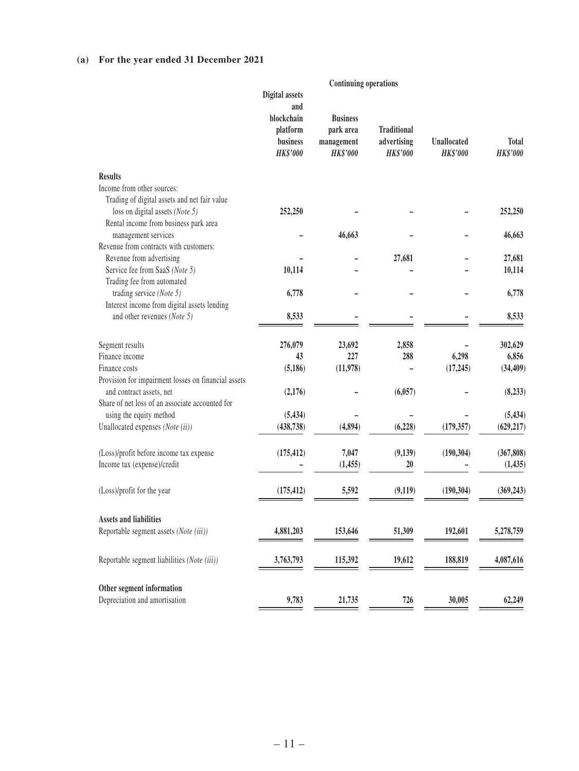**(a) For the year ended 31 December 2021**

| | Continuing operations | | | | |
|---|---|---|---|---|---|
| | Digital assets and blockchain platform business *HK$'000* | Business park area management *HK$'000* | Traditional advertising *HK$'000* | Unallocated *HK$'000* | Total *HK$'000* |
| **Results** | | | | | |
| Income from other sources: | | | | | |
| Trading of digital assets and net fair value loss on digital assets *(Note 5)* | 252,250 | – | – | – | 252,250 |
| Rental income from business park area management services | – | 46,663 | – | – | 46,663 |
| Revenue from contracts with customers: | | | | | |
| Revenue from advertising | – | – | 27,681 | – | 27,681 |
| Service fee from SaaS *(Note 5)* | 10,114 | – | – | – | 10,114 |
| Trading fee from automated trading service *(Note 5)* | 6,778 | – | – | – | 6,778 |
| Interest income from digital assets lending and other revenues *(Note 5)* | 8,533 | – | – | – | 8,533 |
| Segment results | 276,079 | 23,692 | 2,858 | – | 302,629 |
| Finance income | 43 | 227 | 288 | 6,298 | 6,856 |
| Finance costs | (5,186) | (11,978) | – | (17,245) | (34,409) |
| Provision for impairment losses on financial assets and contract assets, net | (2,176) | – | (6,057) | – | (8,233) |
| Share of net loss of an associate accounted for using the equity method | (5,434) | – | – | – | (5,434) |
| Unallocated expenses *(Note (ii))* | (438,738) | (4,894) | (6,228) | (179,357) | (629,217) |
| (Loss)/profit before income tax expense | (175,412) | 7,047 | (9,139) | (190,304) | (367,808) |
| Income tax (expense)/credit | – | (1,455) | 20 | – | (1,435) |
| (Loss)/profit for the year | (175,412) | 5,592 | (9,119) | (190,304) | (369,243) |
| **Assets and liabilities** | | | | | |
| Reportable segment assets *(Note (iii))* | 4,881,203 | 153,646 | 51,309 | 192,601 | 5,278,759 |
| Reportable segment liabilities *(Note (iii))* | 3,763,793 | 115,392 | 19,612 | 188,819 | 4,087,616 |
| **Other segment information** | | | | | |
| Depreciation and amortisation | 9,783 | 21,735 | 726 | 30,005 | 62,249 |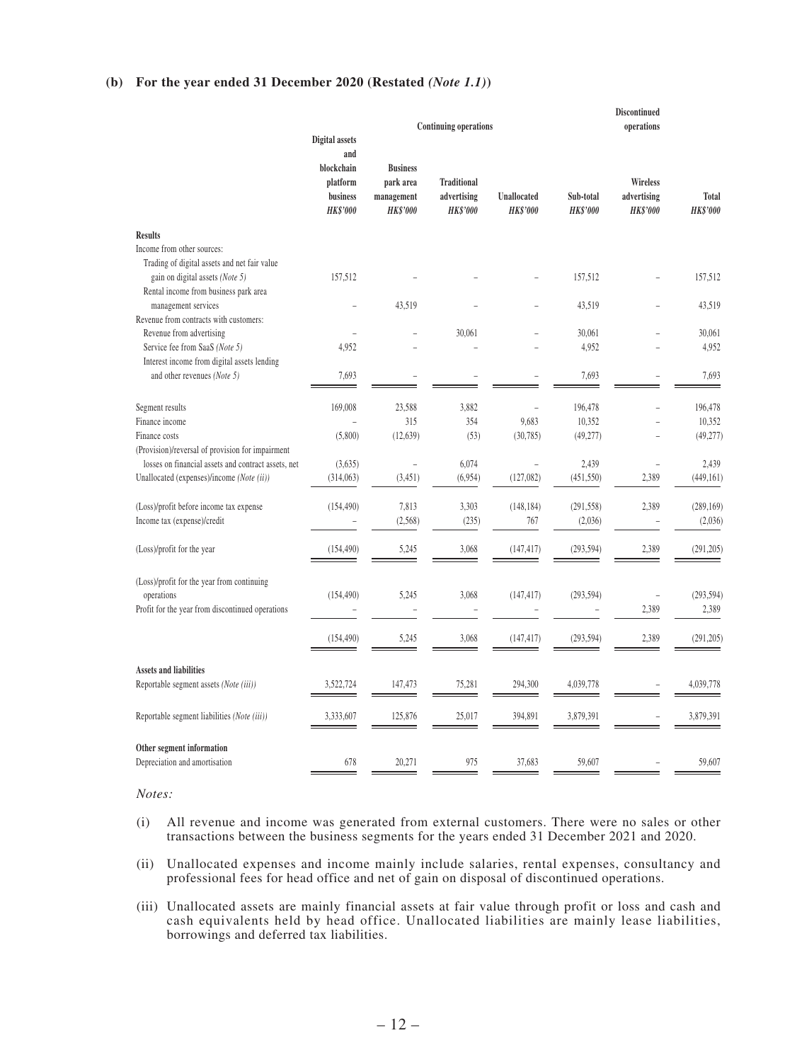**(b) For the year ended 31 December 2020 (Restated *(Note 1.1)*)**

| | Continuing operations | | | | | Discontinued operations | |
|---|---|---|---|---|---|---|---|
| | Digital assets and blockchain platform business *HK$'000* | Business park area management *HK$'000* | Traditional advertising *HK$'000* | Unallocated *HK$'000* | Sub-total *HK$'000* | Wireless advertising *HK$'000* | Total *HK$'000* |
| **Results** | | | | | | | |
| Income from other sources: | | | | | | | |
| Trading of digital assets and net fair value gain on digital assets *(Note 5)* | 157,512 | – | – | – | 157,512 | – | 157,512 |
| Rental income from business park area management services | – | 43,519 | – | – | 43,519 | – | 43,519 |
| Revenue from contracts with customers: | | | | | | | |
| Revenue from advertising | – | – | 30,061 | – | 30,061 | – | 30,061 |
| Service fee from SaaS *(Note 5)* | 4,952 | – | – | – | 4,952 | – | 4,952 |
| Interest income from digital assets lending and other revenues *(Note 5)* | 7,693 | – | – | – | 7,693 | – | 7,693 |
| Segment results | 169,008 | 23,588 | 3,882 | – | 196,478 | – | 196,478 |
| Finance income | – | 315 | 354 | 9,683 | 10,352 | – | 10,352 |
| Finance costs | (5,800) | (12,639) | (53) | (30,785) | (49,277) | – | (49,277) |
| (Provision)/reversal of provision for impairment losses on financial assets and contract assets, net | (3,635) | – | 6,074 | – | 2,439 | – | 2,439 |
| Unallocated (expenses)/income *(Note (ii))* | (314,063) | (3,451) | (6,954) | (127,082) | (451,550) | 2,389 | (449,161) |
| (Loss)/profit before income tax expense | (154,490) | 7,813 | 3,303 | (148,184) | (291,558) | 2,389 | (289,169) |
| Income tax (expense)/credit | – | (2,568) | (235) | 767 | (2,036) | – | (2,036) |
| (Loss)/profit for the year | (154,490) | 5,245 | 3,068 | (147,417) | (293,594) | 2,389 | (291,205) |
| (Loss)/profit for the year from continuing operations | (154,490) | 5,245 | 3,068 | (147,417) | (293,594) | – | (293,594) |
| Profit for the year from discontinued operations | – | – | – | – | – | 2,389 | 2,389 |
| | (154,490) | 5,245 | 3,068 | (147,417) | (293,594) | 2,389 | (291,205) |
| **Assets and liabilities** | | | | | | | |
| Reportable segment assets *(Note (iii))* | 3,522,724 | 147,473 | 75,281 | 294,300 | 4,039,778 | – | 4,039,778 |
| Reportable segment liabilities *(Note (iii))* | 3,333,607 | 125,876 | 25,017 | 394,891 | 3,879,391 | – | 3,879,391 |
| **Other segment information** | | | | | | | |
| Depreciation and amortisation | 678 | 20,271 | 975 | 37,683 | 59,607 | – | 59,607 |

*Notes:*

(i) All revenue and income was generated from external customers. There were no sales or other transactions between the business segments for the years ended 31 December 2021 and 2020.

(ii) Unallocated expenses and income mainly include salaries, rental expenses, consultancy and professional fees for head office and net of gain on disposal of discontinued operations.

(iii) Unallocated assets are mainly financial assets at fair value through profit or loss and cash and cash equivalents held by head office. Unallocated liabilities are mainly lease liabilities, borrowings and deferred tax liabilities.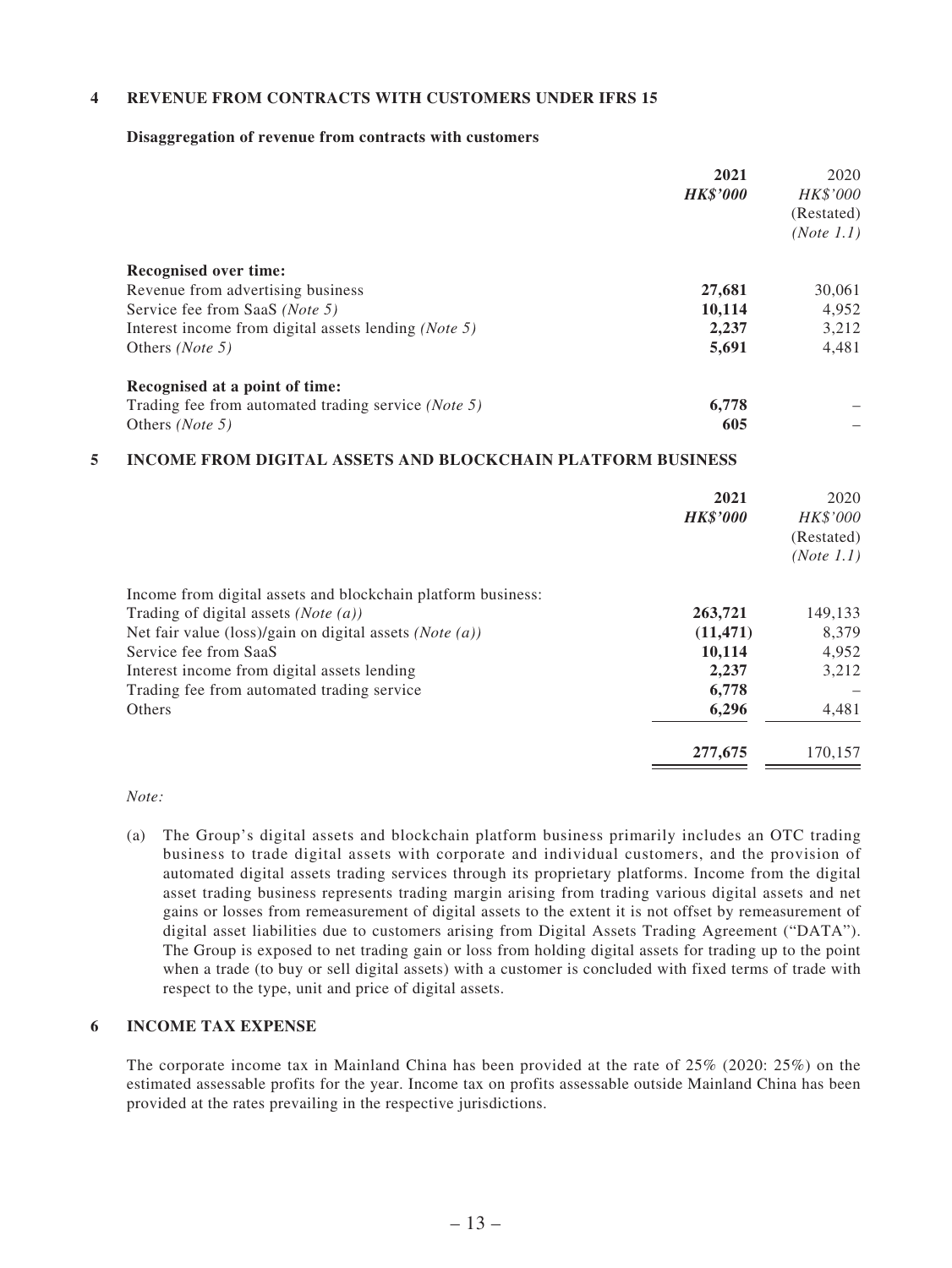## 4 REVENUE FROM CONTRACTS WITH CUSTOMERS UNDER IFRS 15

**Disaggregation of revenue from contracts with customers**

| | **2021** | 2020 |
|---|---|---|
| | ***HK$'000*** | *HK$'000* |
| | | (Restated) |
| | | *(Note 1.1)* |
| **Recognised over time:** | | |
| Revenue from advertising business | **27,681** | 30,061 |
| Service fee from SaaS *(Note 5)* | **10,114** | 4,952 |
| Interest income from digital assets lending *(Note 5)* | **2,237** | 3,212 |
| Others *(Note 5)* | **5,691** | 4,481 |
| **Recognised at a point of time:** | | |
| Trading fee from automated trading service *(Note 5)* | **6,778** | – |
| Others *(Note 5)* | **605** | – |

## 5 INCOME FROM DIGITAL ASSETS AND BLOCKCHAIN PLATFORM BUSINESS

| | **2021** | 2020 |
|---|---|---|
| | ***HK$'000*** | *HK$'000* |
| | | (Restated) |
| | | *(Note 1.1)* |
| Income from digital assets and blockchain platform business: | | |
| Trading of digital assets *(Note (a))* | **263,721** | 149,133 |
| Net fair value (loss)/gain on digital assets *(Note (a))* | **(11,471)** | 8,379 |
| Service fee from SaaS | **10,114** | 4,952 |
| Interest income from digital assets lending | **2,237** | 3,212 |
| Trading fee from automated trading service | **6,778** | – |
| Others | **6,296** | 4,481 |
| | **277,675** | 170,157 |

*Note:*

(a) The Group's digital assets and blockchain platform business primarily includes an OTC trading business to trade digital assets with corporate and individual customers, and the provision of automated digital assets trading services through its proprietary platforms. Income from the digital asset trading business represents trading margin arising from trading various digital assets and net gains or losses from remeasurement of digital assets to the extent it is not offset by remeasurement of digital asset liabilities due to customers arising from Digital Assets Trading Agreement ("DATA"). The Group is exposed to net trading gain or loss from holding digital assets for trading up to the point when a trade (to buy or sell digital assets) with a customer is concluded with fixed terms of trade with respect to the type, unit and price of digital assets.

## 6 INCOME TAX EXPENSE

The corporate income tax in Mainland China has been provided at the rate of 25% (2020: 25%) on the estimated assessable profits for the year. Income tax on profits assessable outside Mainland China has been provided at the rates prevailing in the respective jurisdictions.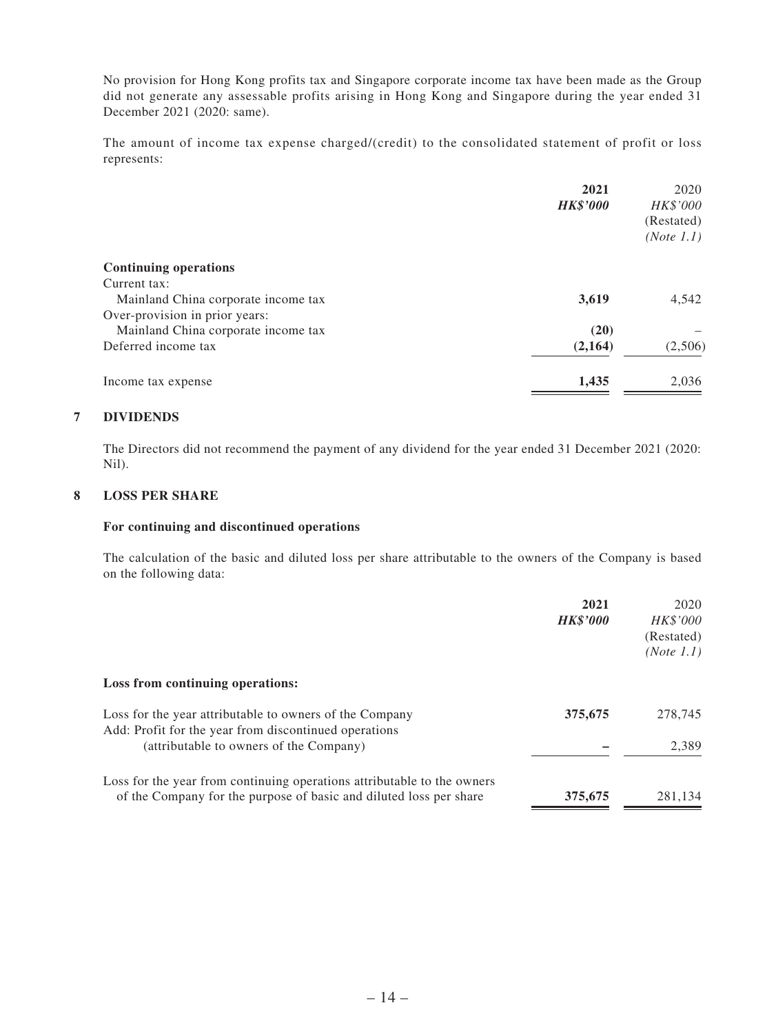No provision for Hong Kong profits tax and Singapore corporate income tax have been made as the Group did not generate any assessable profits arising in Hong Kong and Singapore during the year ended 31 December 2021 (2020: same).

The amount of income tax expense charged/(credit) to the consolidated statement of profit or loss represents:

| | **2021** | 2020 |
|---|---|---|
| | ***HK$'000*** | *HK$'000* |
| | | (Restated) |
| | | *(Note 1.1)* |
| **Continuing operations** | | |
| Current tax: | | |
| Mainland China corporate income tax | **3,619** | 4,542 |
| Over-provision in prior years: | | |
| Mainland China corporate income tax | **(20)** | – |
| Deferred income tax | **(2,164)** | (2,506) |
| Income tax expense | **1,435** | 2,036 |

## 7 DIVIDENDS

The Directors did not recommend the payment of any dividend for the year ended 31 December 2021 (2020: Nil).

## 8 LOSS PER SHARE

### For continuing and discontinued operations

The calculation of the basic and diluted loss per share attributable to the owners of the Company is based on the following data:

| | **2021** | 2020 |
|---|---|---|
| | ***HK$'000*** | *HK$'000* |
| | | (Restated) |
| | | *(Note 1.1)* |
| **Loss from continuing operations:** | | |
| Loss for the year attributable to owners of the Company | **375,675** | 278,745 |
| Add: Profit for the year from discontinued operations (attributable to owners of the Company) | **–** | 2,389 |
| Loss for the year from continuing operations attributable to the owners of the Company for the purpose of basic and diluted loss per share | **375,675** | 281,134 |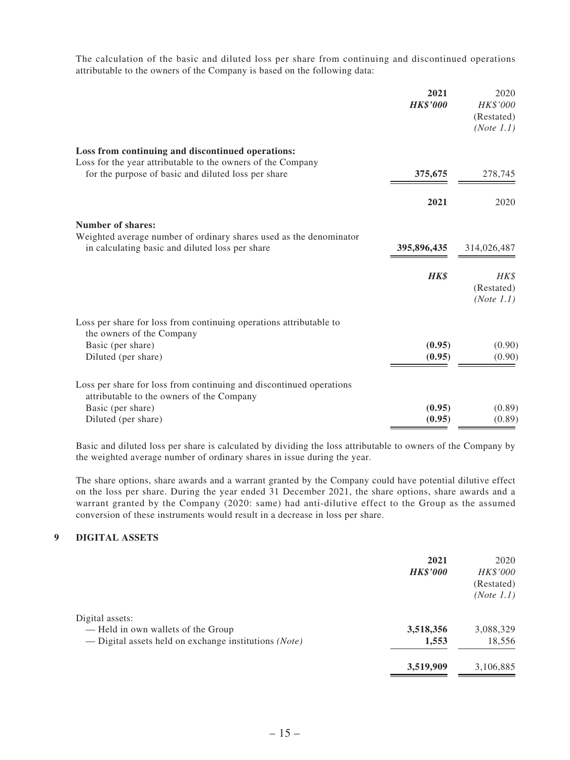The calculation of the basic and diluted loss per share from continuing and discontinued operations attributable to the owners of the Company is based on the following data:

| | **2021** | 2020 |
|---|---|---|
| | ***HK$'000*** | *HK$'000* |
| | | (Restated) |
| | | *(Note 1.1)* |
| **Loss from continuing and discontinued operations:** | | |
| Loss for the year attributable to the owners of the Company for the purpose of basic and diluted loss per share | **375,675** | 278,745 |

| | **2021** | 2020 |
|---|---|---|
| **Number of shares:** | | |
| Weighted average number of ordinary shares used as the denominator in calculating basic and diluted loss per share | **395,896,435** | 314,026,487 |

| | ***HK$*** | *HK$* |
|---|---|---|
| | | (Restated) |
| | | *(Note 1.1)* |
| Loss per share for loss from continuing operations attributable to the owners of the Company | | |
| Basic (per share) | **(0.95)** | (0.90) |
| Diluted (per share) | **(0.95)** | (0.90) |
| Loss per share for loss from continuing and discontinued operations attributable to the owners of the Company | | |
| Basic (per share) | **(0.95)** | (0.89) |
| Diluted (per share) | **(0.95)** | (0.89) |

Basic and diluted loss per share is calculated by dividing the loss attributable to owners of the Company by the weighted average number of ordinary shares in issue during the year.

The share options, share awards and a warrant granted by the Company could have potential dilutive effect on the loss per share. During the year ended 31 December 2021, the share options, share awards and a warrant granted by the Company (2020: same) had anti-dilutive effect to the Group as the assumed conversion of these instruments would result in a decrease in loss per share.

## 9 DIGITAL ASSETS

| | **2021** | 2020 |
|---|---|---|
| | ***HK$'000*** | *HK$'000* |
| | | (Restated) |
| | | *(Note 1.1)* |
| Digital assets: | | |
| — Held in own wallets of the Group | **3,518,356** | 3,088,329 |
| — Digital assets held on exchange institutions *(Note)* | **1,553** | 18,556 |
| | **3,519,909** | 3,106,885 |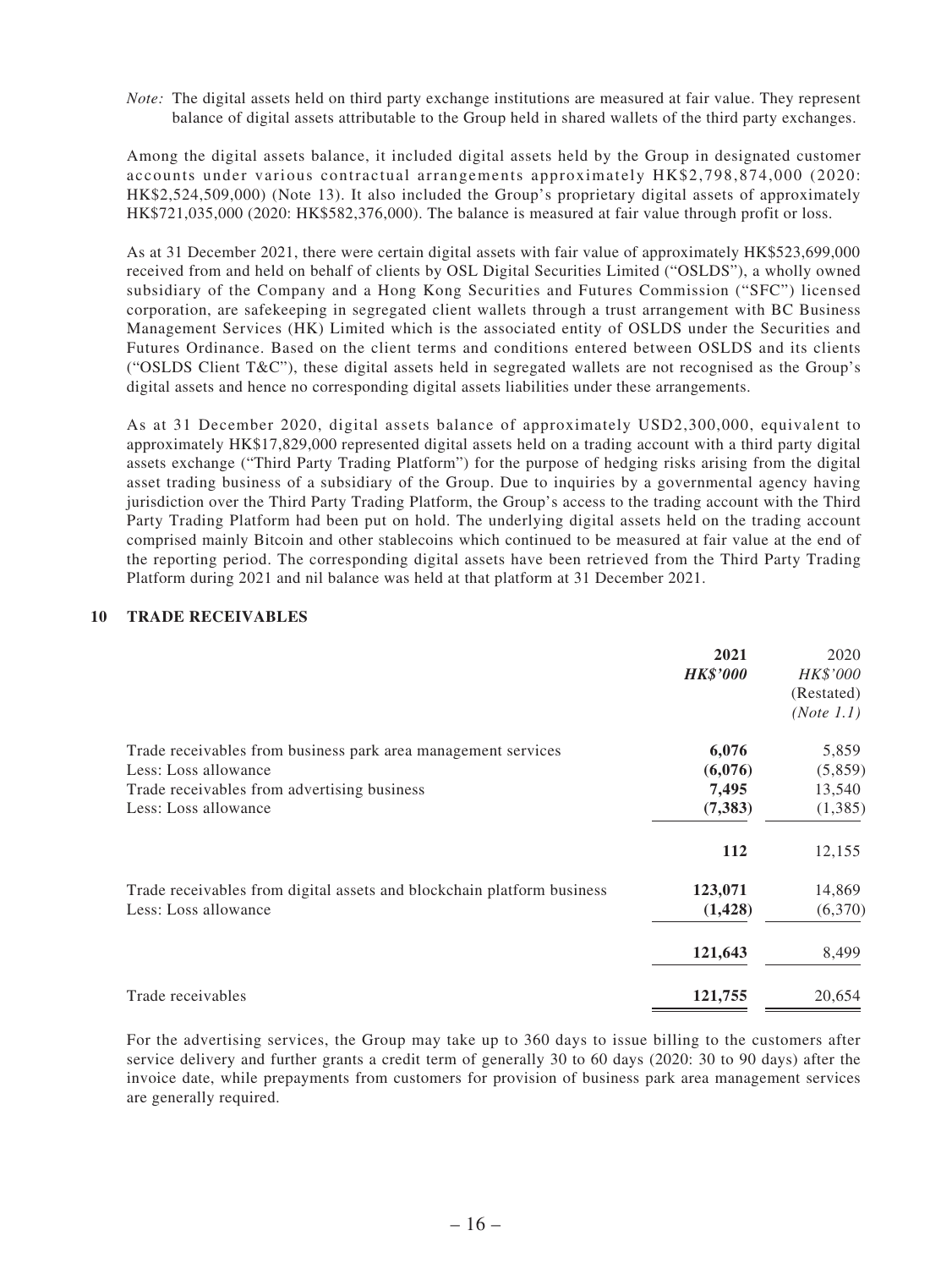*Note:* The digital assets held on third party exchange institutions are measured at fair value. They represent balance of digital assets attributable to the Group held in shared wallets of the third party exchanges.

Among the digital assets balance, it included digital assets held by the Group in designated customer accounts under various contractual arrangements approximately HK$2,798,874,000 (2020: HK$2,524,509,000) (Note 13). It also included the Group's proprietary digital assets of approximately HK$721,035,000 (2020: HK$582,376,000). The balance is measured at fair value through profit or loss.

As at 31 December 2021, there were certain digital assets with fair value of approximately HK$523,699,000 received from and held on behalf of clients by OSL Digital Securities Limited ("OSLDS"), a wholly owned subsidiary of the Company and a Hong Kong Securities and Futures Commission ("SFC") licensed corporation, are safekeeping in segregated client wallets through a trust arrangement with BC Business Management Services (HK) Limited which is the associated entity of OSLDS under the Securities and Futures Ordinance. Based on the client terms and conditions entered between OSLDS and its clients ("OSLDS Client T&C"), these digital assets held in segregated wallets are not recognised as the Group's digital assets and hence no corresponding digital assets liabilities under these arrangements.

As at 31 December 2020, digital assets balance of approximately USD2,300,000, equivalent to approximately HK$17,829,000 represented digital assets held on a trading account with a third party digital assets exchange ("Third Party Trading Platform") for the purpose of hedging risks arising from the digital asset trading business of a subsidiary of the Group. Due to inquiries by a governmental agency having jurisdiction over the Third Party Trading Platform, the Group's access to the trading account with the Third Party Trading Platform had been put on hold. The underlying digital assets held on the trading account comprised mainly Bitcoin and other stablecoins which continued to be measured at fair value at the end of the reporting period. The corresponding digital assets have been retrieved from the Third Party Trading Platform during 2021 and nil balance was held at that platform at 31 December 2021.

## 10 TRADE RECEIVABLES

| | 2021 | 2020 |
|---|---|---|
| | *HK$'000* | *HK$'000* |
| | | (Restated) |
| | | *(Note 1.1)* |
| Trade receivables from business park area management services | **6,076** | 5,859 |
| Less: Loss allowance | **(6,076)** | (5,859) |
| Trade receivables from advertising business | **7,495** | 13,540 |
| Less: Loss allowance | **(7,383)** | (1,385) |
| | **112** | 12,155 |
| Trade receivables from digital assets and blockchain platform business | **123,071** | 14,869 |
| Less: Loss allowance | **(1,428)** | (6,370) |
| | **121,643** | 8,499 |
| Trade receivables | **121,755** | 20,654 |

For the advertising services, the Group may take up to 360 days to issue billing to the customers after service delivery and further grants a credit term of generally 30 to 60 days (2020: 30 to 90 days) after the invoice date, while prepayments from customers for provision of business park area management services are generally required.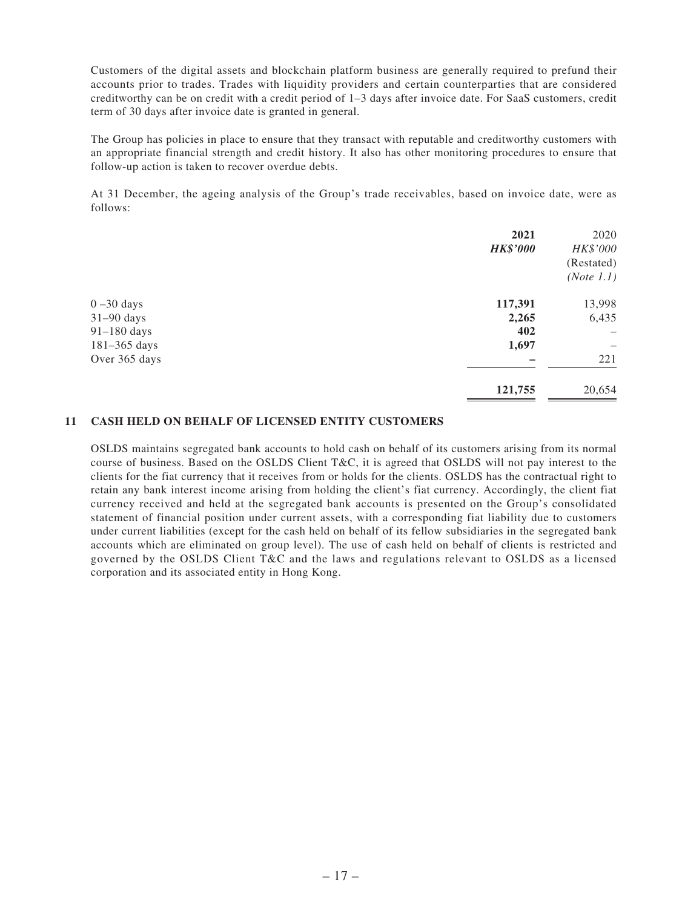Customers of the digital assets and blockchain platform business are generally required to prefund their accounts prior to trades. Trades with liquidity providers and certain counterparties that are considered creditworthy can be on credit with a credit period of 1–3 days after invoice date. For SaaS customers, credit term of 30 days after invoice date is granted in general.

The Group has policies in place to ensure that they transact with reputable and creditworthy customers with an appropriate financial strength and credit history. It also has other monitoring procedures to ensure that follow-up action is taken to recover overdue debts.

At 31 December, the ageing analysis of the Group's trade receivables, based on invoice date, were as follows:

| | 2021 | 2020 |
|---|---|---|
| | ***HK$'000*** | *HK$'000* |
| | | (Restated) |
| | | *(Note 1.1)* |
| 0 –30 days | **117,391** | 13,998 |
| 31–90 days | **2,265** | 6,435 |
| 91–180 days | **402** | – |
| 181–365 days | **1,697** | – |
| Over 365 days | **–** | 221 |
| | **121,755** | 20,654 |

## 11 CASH HELD ON BEHALF OF LICENSED ENTITY CUSTOMERS

OSLDS maintains segregated bank accounts to hold cash on behalf of its customers arising from its normal course of business. Based on the OSLDS Client T&C, it is agreed that OSLDS will not pay interest to the clients for the fiat currency that it receives from or holds for the clients. OSLDS has the contractual right to retain any bank interest income arising from holding the client's fiat currency. Accordingly, the client fiat currency received and held at the segregated bank accounts is presented on the Group's consolidated statement of financial position under current assets, with a corresponding fiat liability due to customers under current liabilities (except for the cash held on behalf of its fellow subsidiaries in the segregated bank accounts which are eliminated on group level). The use of cash held on behalf of clients is restricted and governed by the OSLDS Client T&C and the laws and regulations relevant to OSLDS as a licensed corporation and its associated entity in Hong Kong.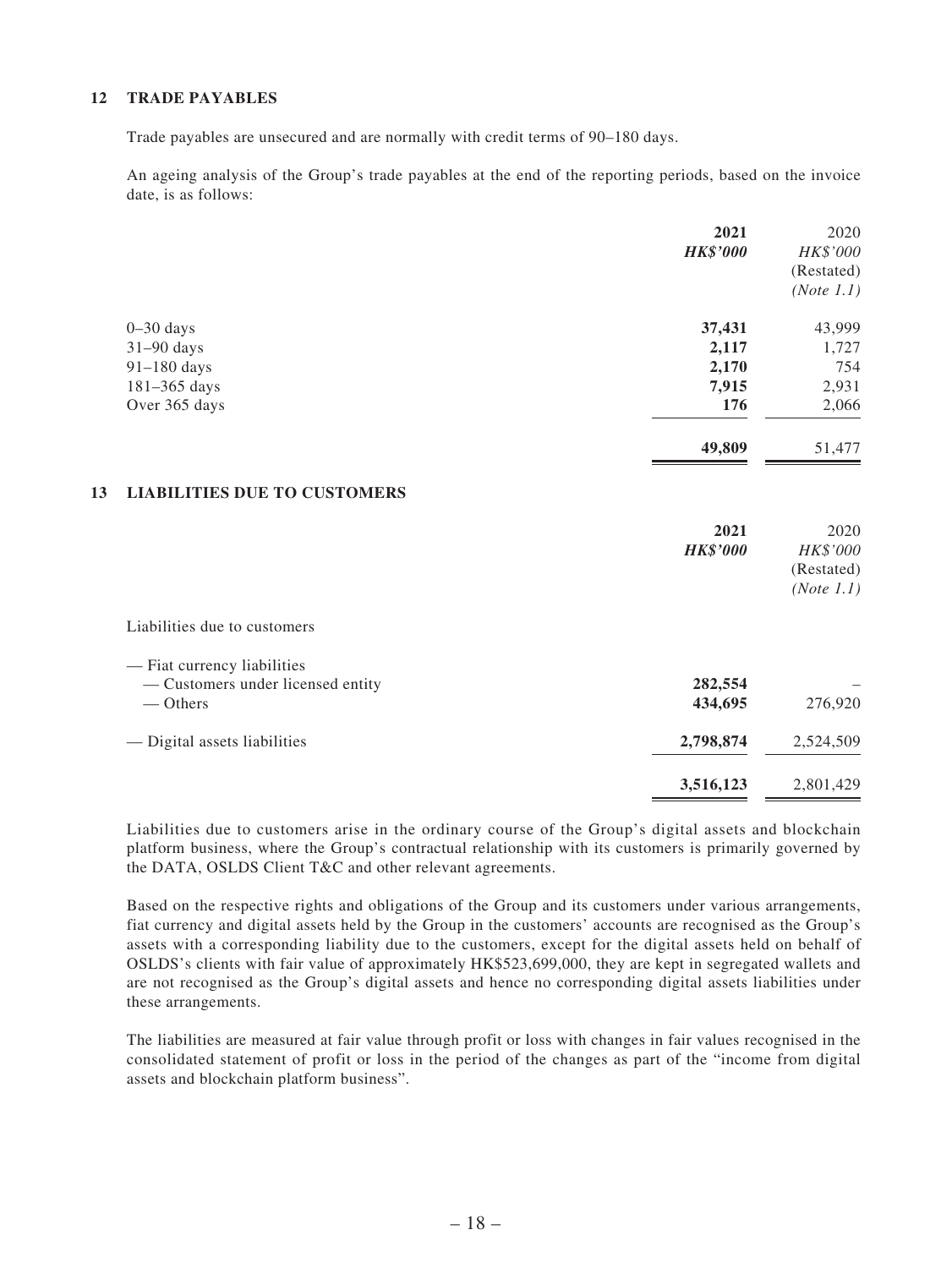## 12 TRADE PAYABLES

Trade payables are unsecured and are normally with credit terms of 90–180 days.

An ageing analysis of the Group's trade payables at the end of the reporting periods, based on the invoice date, is as follows:

| | **2021** | 2020 |
|---|---|---|
| | ***HK$'000*** | *HK$'000* |
| | | (Restated) |
| | | *(Note 1.1)* |
| 0–30 days | **37,431** | 43,999 |
| 31–90 days | **2,117** | 1,727 |
| 91–180 days | **2,170** | 754 |
| 181–365 days | **7,915** | 2,931 |
| Over 365 days | **176** | 2,066 |
| | **49,809** | 51,477 |

## 13 LIABILITIES DUE TO CUSTOMERS

| | **2021** | 2020 |
|---|---|---|
| | ***HK$'000*** | *HK$'000* |
| | | (Restated) |
| | | *(Note 1.1)* |
| Liabilities due to customers | | |
| — Fiat currency liabilities | | |
| — Customers under licensed entity | **282,554** | – |
| — Others | **434,695** | 276,920 |
| — Digital assets liabilities | **2,798,874** | 2,524,509 |
| | **3,516,123** | 2,801,429 |

Liabilities due to customers arise in the ordinary course of the Group's digital assets and blockchain platform business, where the Group's contractual relationship with its customers is primarily governed by the DATA, OSLDS Client T&C and other relevant agreements.

Based on the respective rights and obligations of the Group and its customers under various arrangements, fiat currency and digital assets held by the Group in the customers' accounts are recognised as the Group's assets with a corresponding liability due to the customers, except for the digital assets held on behalf of OSLDS's clients with fair value of approximately HK$523,699,000, they are kept in segregated wallets and are not recognised as the Group's digital assets and hence no corresponding digital assets liabilities under these arrangements.

The liabilities are measured at fair value through profit or loss with changes in fair values recognised in the consolidated statement of profit or loss in the period of the changes as part of the "income from digital assets and blockchain platform business".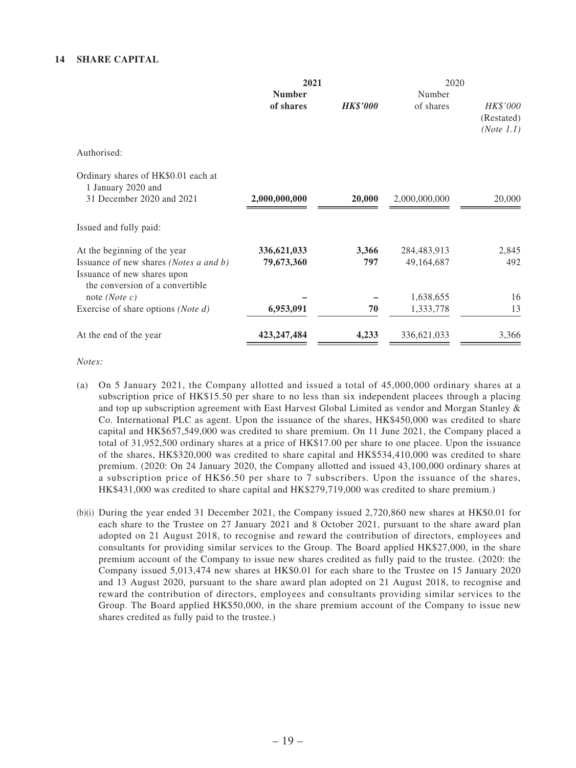## 14 SHARE CAPITAL

| | 2021 | | 2020 | |
|---|---|---|---|---|
| | **Number of shares** | ***HK$'000*** | Number of shares | *HK$'000* (Restated) *(Note 1.1)* |
| Authorised: | | | | |
| Ordinary shares of HK$0.01 each at 1 January 2020 and 31 December 2020 and 2021 | **2,000,000,000** | **20,000** | 2,000,000,000 | 20,000 |
| Issued and fully paid: | | | | |
| At the beginning of the year | **336,621,033** | **3,366** | 284,483,913 | 2,845 |
| Issuance of new shares *(Notes a and b)* | **79,673,360** | **797** | 49,164,687 | 492 |
| Issuance of new shares upon the conversion of a convertible note *(Note c)* | **–** | **–** | 1,638,655 | 16 |
| Exercise of share options *(Note d)* | **6,953,091** | **70** | 1,333,778 | 13 |
| At the end of the year | **423,247,484** | **4,233** | 336,621,033 | 3,366 |

*Notes:*

(a) On 5 January 2021, the Company allotted and issued a total of 45,000,000 ordinary shares at a subscription price of HK$15.50 per share to no less than six independent placees through a placing and top up subscription agreement with East Harvest Global Limited as vendor and Morgan Stanley & Co. International PLC as agent. Upon the issuance of the shares, HK$450,000 was credited to share capital and HK$657,549,000 was credited to share premium. On 11 June 2021, the Company placed a total of 31,952,500 ordinary shares at a price of HK$17.00 per share to one placee. Upon the issuance of the shares, HK$320,000 was credited to share capital and HK$534,410,000 was credited to share premium. (2020: On 24 January 2020, the Company allotted and issued 43,100,000 ordinary shares at a subscription price of HK$6.50 per share to 7 subscribers. Upon the issuance of the shares, HK$431,000 was credited to share capital and HK$279,719,000 was credited to share premium.)

(b)(i) During the year ended 31 December 2021, the Company issued 2,720,860 new shares at HK$0.01 for each share to the Trustee on 27 January 2021 and 8 October 2021, pursuant to the share award plan adopted on 21 August 2018, to recognise and reward the contribution of directors, employees and consultants for providing similar services to the Group. The Board applied HK$27,000, in the share premium account of the Company to issue new shares credited as fully paid to the trustee. (2020: the Company issued 5,013,474 new shares at HK$0.01 for each share to the Trustee on 15 January 2020 and 13 August 2020, pursuant to the share award plan adopted on 21 August 2018, to recognise and reward the contribution of directors, employees and consultants providing similar services to the Group. The Board applied HK$50,000, in the share premium account of the Company to issue new shares credited as fully paid to the trustee.)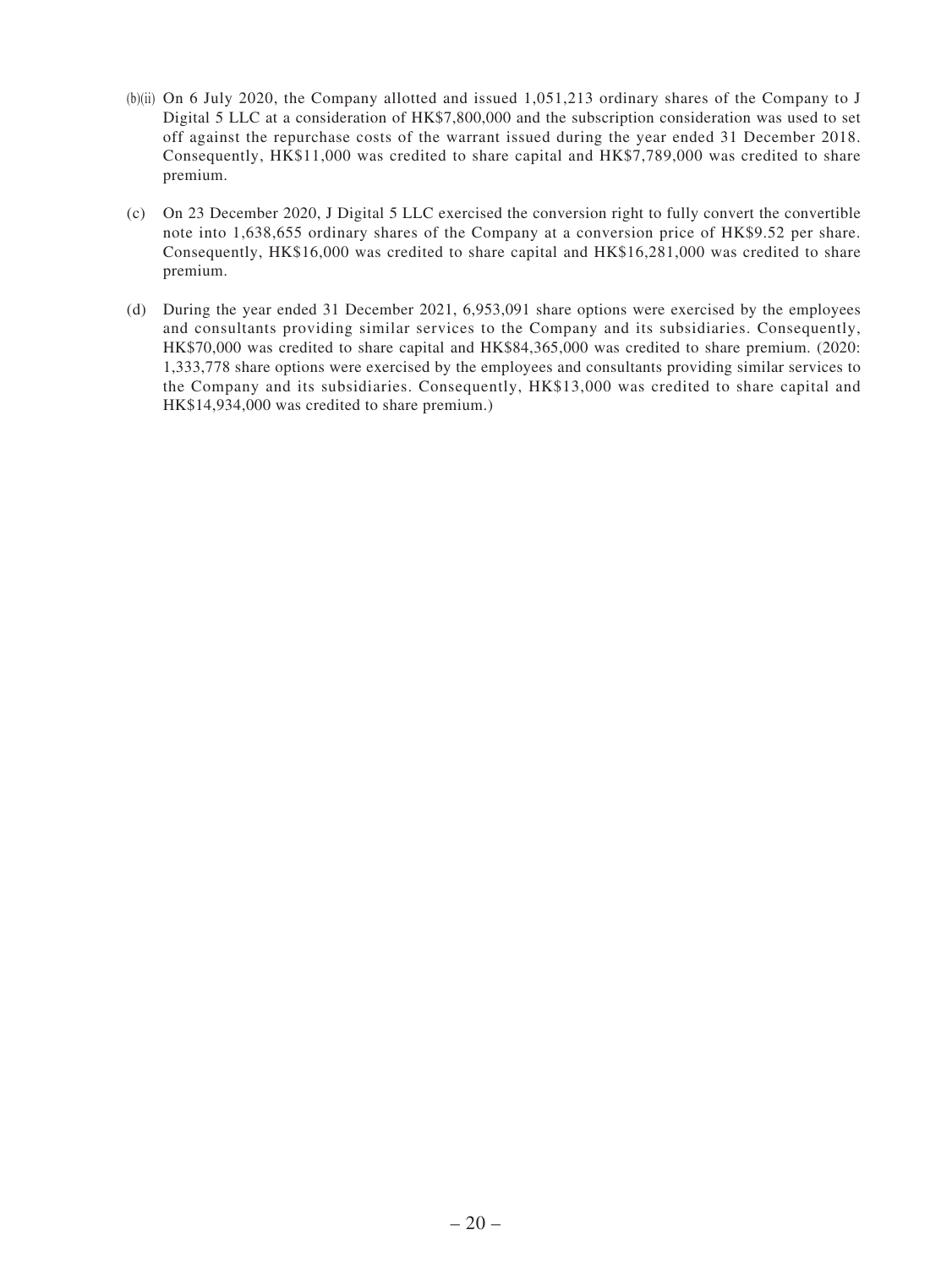(b)(ii) On 6 July 2020, the Company allotted and issued 1,051,213 ordinary shares of the Company to J Digital 5 LLC at a consideration of HK$7,800,000 and the subscription consideration was used to set off against the repurchase costs of the warrant issued during the year ended 31 December 2018. Consequently, HK$11,000 was credited to share capital and HK$7,789,000 was credited to share premium.

(c) On 23 December 2020, J Digital 5 LLC exercised the conversion right to fully convert the convertible note into 1,638,655 ordinary shares of the Company at a conversion price of HK$9.52 per share. Consequently, HK$16,000 was credited to share capital and HK$16,281,000 was credited to share premium.

(d) During the year ended 31 December 2021, 6,953,091 share options were exercised by the employees and consultants providing similar services to the Company and its subsidiaries. Consequently, HK$70,000 was credited to share capital and HK$84,365,000 was credited to share premium. (2020: 1,333,778 share options were exercised by the employees and consultants providing similar services to the Company and its subsidiaries. Consequently, HK$13,000 was credited to share capital and HK$14,934,000 was credited to share premium.)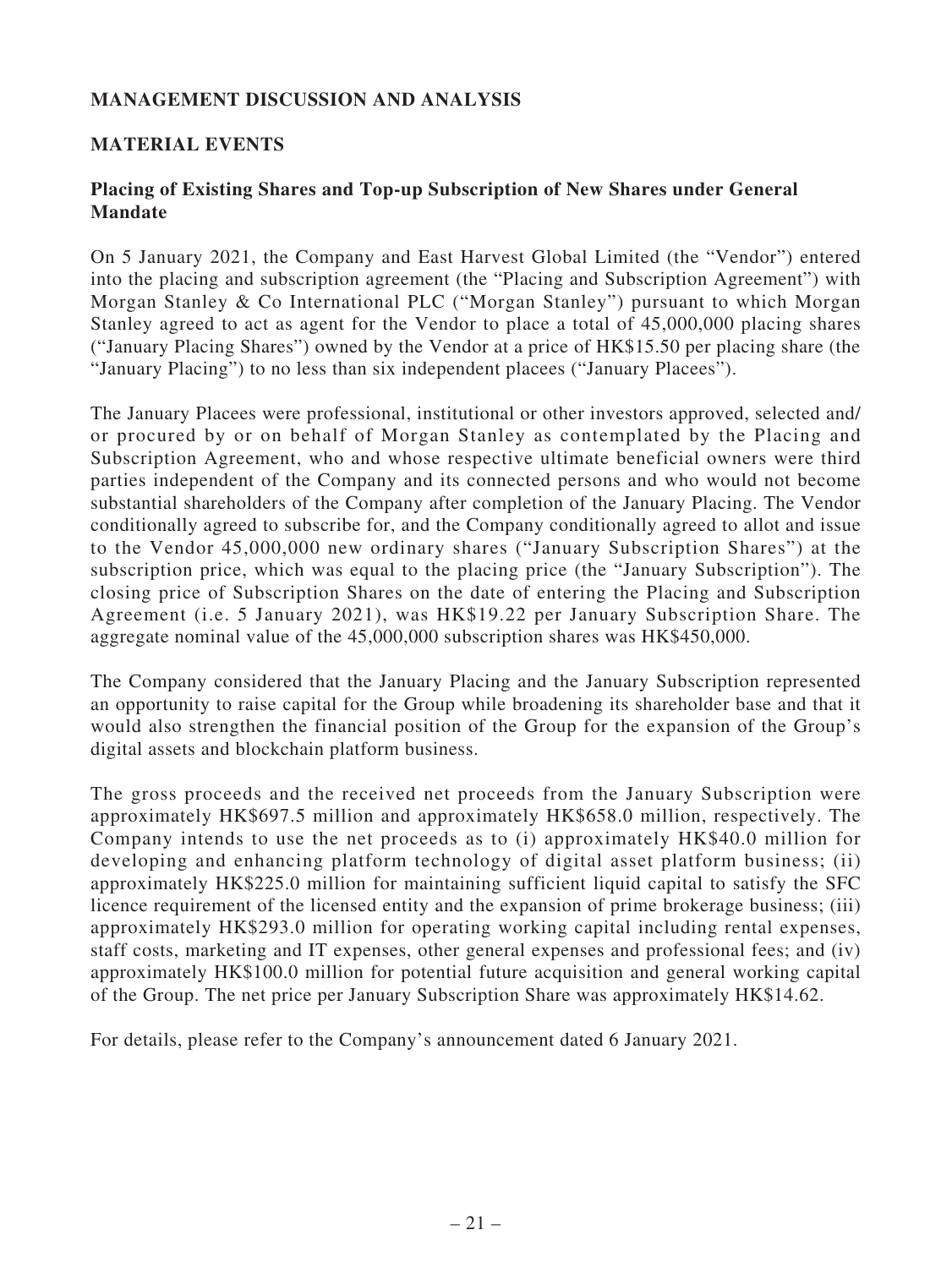## MANAGEMENT DISCUSSION AND ANALYSIS

### MATERIAL EVENTS

### Placing of Existing Shares and Top-up Subscription of New Shares under General Mandate

On 5 January 2021, the Company and East Harvest Global Limited (the "Vendor") entered into the placing and subscription agreement (the "Placing and Subscription Agreement") with Morgan Stanley & Co International PLC ("Morgan Stanley") pursuant to which Morgan Stanley agreed to act as agent for the Vendor to place a total of 45,000,000 placing shares ("January Placing Shares") owned by the Vendor at a price of HK$15.50 per placing share (the "January Placing") to no less than six independent placees ("January Placees").

The January Placees were professional, institutional or other investors approved, selected and/or procured by or on behalf of Morgan Stanley as contemplated by the Placing and Subscription Agreement, who and whose respective ultimate beneficial owners were third parties independent of the Company and its connected persons and who would not become substantial shareholders of the Company after completion of the January Placing. The Vendor conditionally agreed to subscribe for, and the Company conditionally agreed to allot and issue to the Vendor 45,000,000 new ordinary shares ("January Subscription Shares") at the subscription price, which was equal to the placing price (the "January Subscription"). The closing price of Subscription Shares on the date of entering the Placing and Subscription Agreement (i.e. 5 January 2021), was HK$19.22 per January Subscription Share. The aggregate nominal value of the 45,000,000 subscription shares was HK$450,000.

The Company considered that the January Placing and the January Subscription represented an opportunity to raise capital for the Group while broadening its shareholder base and that it would also strengthen the financial position of the Group for the expansion of the Group's digital assets and blockchain platform business.

The gross proceeds and the received net proceeds from the January Subscription were approximately HK$697.5 million and approximately HK$658.0 million, respectively. The Company intends to use the net proceeds as to (i) approximately HK$40.0 million for developing and enhancing platform technology of digital asset platform business; (ii) approximately HK$225.0 million for maintaining sufficient liquid capital to satisfy the SFC licence requirement of the licensed entity and the expansion of prime brokerage business; (iii) approximately HK$293.0 million for operating working capital including rental expenses, staff costs, marketing and IT expenses, other general expenses and professional fees; and (iv) approximately HK$100.0 million for potential future acquisition and general working capital of the Group. The net price per January Subscription Share was approximately HK$14.62.

For details, please refer to the Company's announcement dated 6 January 2021.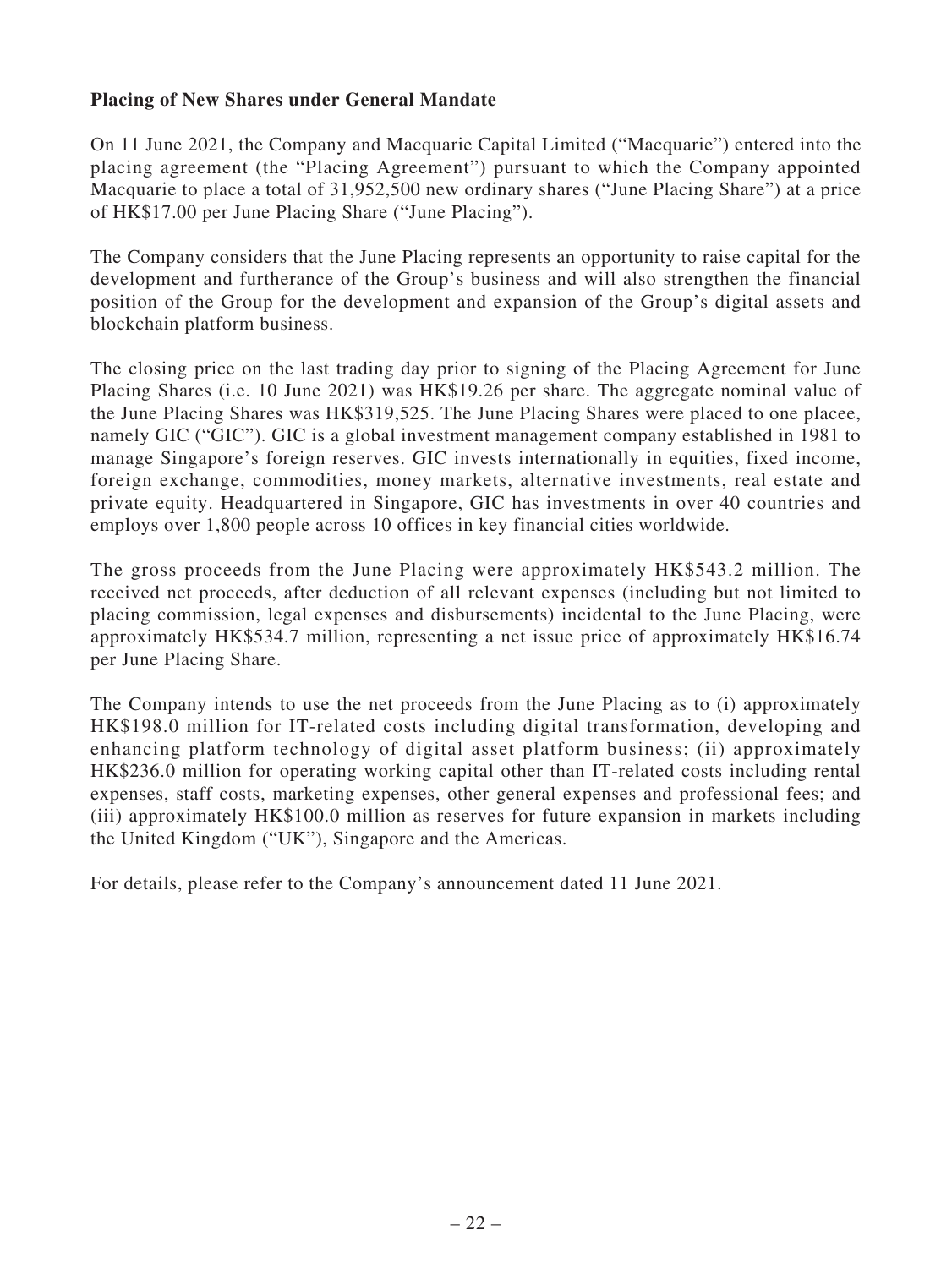**Placing of New Shares under General Mandate**

On 11 June 2021, the Company and Macquarie Capital Limited ("Macquarie") entered into the placing agreement (the "Placing Agreement") pursuant to which the Company appointed Macquarie to place a total of 31,952,500 new ordinary shares ("June Placing Share") at a price of HK$17.00 per June Placing Share ("June Placing").

The Company considers that the June Placing represents an opportunity to raise capital for the development and furtherance of the Group's business and will also strengthen the financial position of the Group for the development and expansion of the Group's digital assets and blockchain platform business.

The closing price on the last trading day prior to signing of the Placing Agreement for June Placing Shares (i.e. 10 June 2021) was HK$19.26 per share. The aggregate nominal value of the June Placing Shares was HK$319,525. The June Placing Shares were placed to one placee, namely GIC ("GIC"). GIC is a global investment management company established in 1981 to manage Singapore's foreign reserves. GIC invests internationally in equities, fixed income, foreign exchange, commodities, money markets, alternative investments, real estate and private equity. Headquartered in Singapore, GIC has investments in over 40 countries and employs over 1,800 people across 10 offices in key financial cities worldwide.

The gross proceeds from the June Placing were approximately HK$543.2 million. The received net proceeds, after deduction of all relevant expenses (including but not limited to placing commission, legal expenses and disbursements) incidental to the June Placing, were approximately HK$534.7 million, representing a net issue price of approximately HK$16.74 per June Placing Share.

The Company intends to use the net proceeds from the June Placing as to (i) approximately HK$198.0 million for IT-related costs including digital transformation, developing and enhancing platform technology of digital asset platform business; (ii) approximately HK$236.0 million for operating working capital other than IT-related costs including rental expenses, staff costs, marketing expenses, other general expenses and professional fees; and (iii) approximately HK$100.0 million as reserves for future expansion in markets including the United Kingdom ("UK"), Singapore and the Americas.

For details, please refer to the Company's announcement dated 11 June 2021.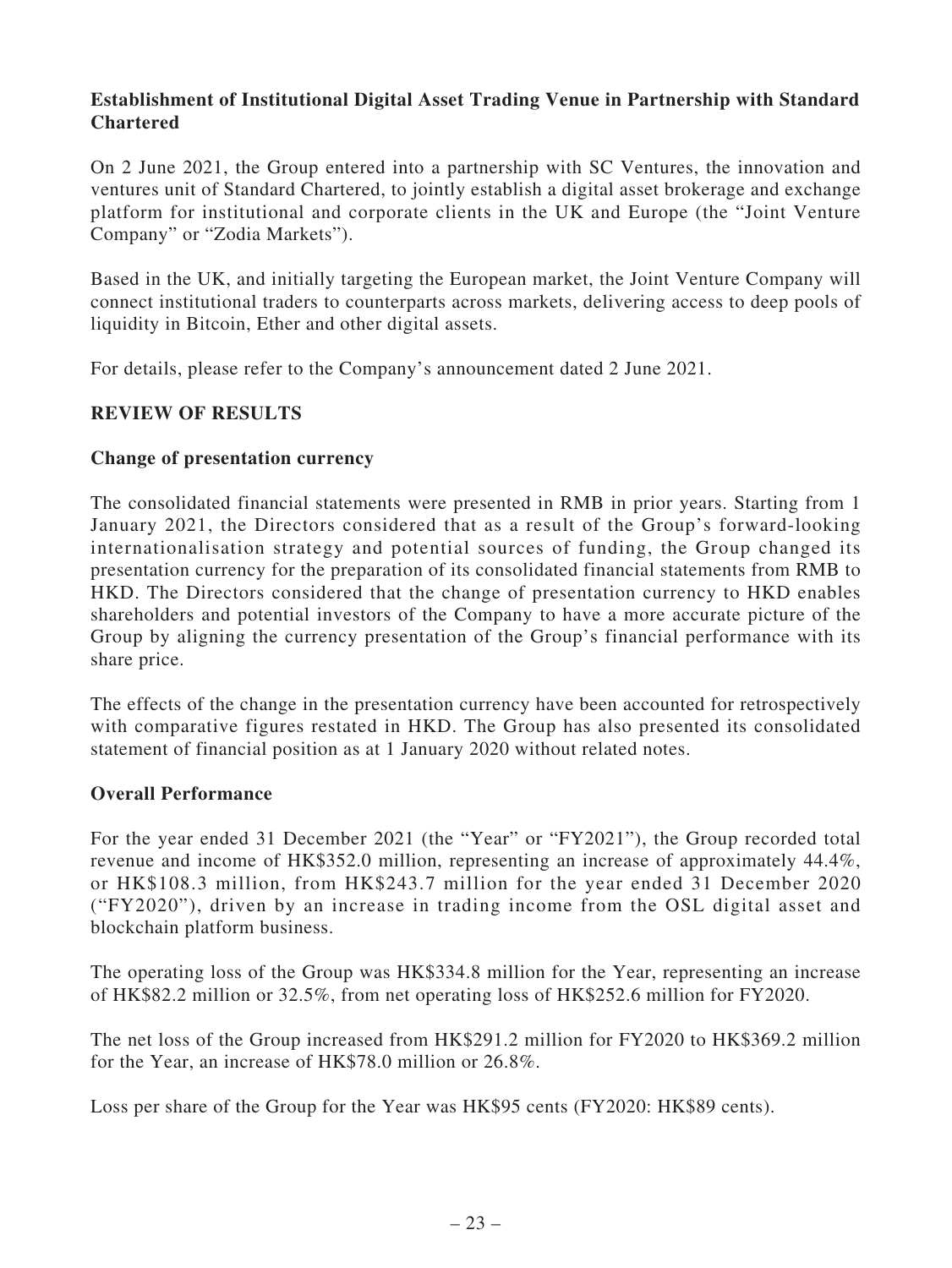### Establishment of Institutional Digital Asset Trading Venue in Partnership with Standard Chartered

On 2 June 2021, the Group entered into a partnership with SC Ventures, the innovation and ventures unit of Standard Chartered, to jointly establish a digital asset brokerage and exchange platform for institutional and corporate clients in the UK and Europe (the "Joint Venture Company" or "Zodia Markets").

Based in the UK, and initially targeting the European market, the Joint Venture Company will connect institutional traders to counterparts across markets, delivering access to deep pools of liquidity in Bitcoin, Ether and other digital assets.

For details, please refer to the Company's announcement dated 2 June 2021.

## REVIEW OF RESULTS

### Change of presentation currency

The consolidated financial statements were presented in RMB in prior years. Starting from 1 January 2021, the Directors considered that as a result of the Group's forward-looking internationalisation strategy and potential sources of funding, the Group changed its presentation currency for the preparation of its consolidated financial statements from RMB to HKD. The Directors considered that the change of presentation currency to HKD enables shareholders and potential investors of the Company to have a more accurate picture of the Group by aligning the currency presentation of the Group's financial performance with its share price.

The effects of the change in the presentation currency have been accounted for retrospectively with comparative figures restated in HKD. The Group has also presented its consolidated statement of financial position as at 1 January 2020 without related notes.

### Overall Performance

For the year ended 31 December 2021 (the "Year" or "FY2021"), the Group recorded total revenue and income of HK$352.0 million, representing an increase of approximately 44.4%, or HK$108.3 million, from HK$243.7 million for the year ended 31 December 2020 ("FY2020"), driven by an increase in trading income from the OSL digital asset and blockchain platform business.

The operating loss of the Group was HK$334.8 million for the Year, representing an increase of HK$82.2 million or 32.5%, from net operating loss of HK$252.6 million for FY2020.

The net loss of the Group increased from HK$291.2 million for FY2020 to HK$369.2 million for the Year, an increase of HK$78.0 million or 26.8%.

Loss per share of the Group for the Year was HK$95 cents (FY2020: HK$89 cents).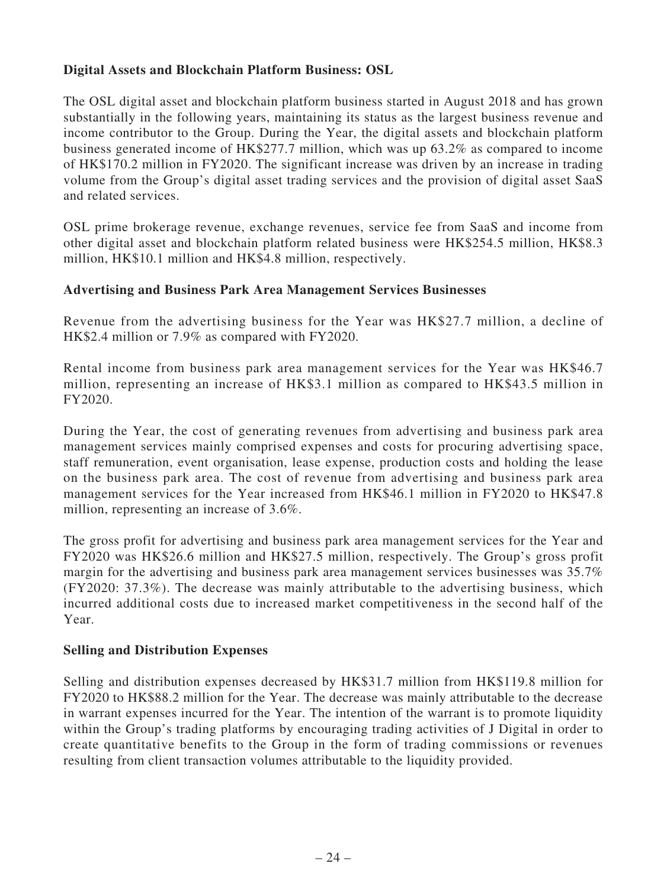**Digital Assets and Blockchain Platform Business: OSL**

The OSL digital asset and blockchain platform business started in August 2018 and has grown substantially in the following years, maintaining its status as the largest business revenue and income contributor to the Group. During the Year, the digital assets and blockchain platform business generated income of HK$277.7 million, which was up 63.2% as compared to income of HK$170.2 million in FY2020. The significant increase was driven by an increase in trading volume from the Group's digital asset trading services and the provision of digital asset SaaS and related services.

OSL prime brokerage revenue, exchange revenues, service fee from SaaS and income from other digital asset and blockchain platform related business were HK$254.5 million, HK$8.3 million, HK$10.1 million and HK$4.8 million, respectively.

**Advertising and Business Park Area Management Services Businesses**

Revenue from the advertising business for the Year was HK$27.7 million, a decline of HK$2.4 million or 7.9% as compared with FY2020.

Rental income from business park area management services for the Year was HK$46.7 million, representing an increase of HK$3.1 million as compared to HK$43.5 million in FY2020.

During the Year, the cost of generating revenues from advertising and business park area management services mainly comprised expenses and costs for procuring advertising space, staff remuneration, event organisation, lease expense, production costs and holding the lease on the business park area. The cost of revenue from advertising and business park area management services for the Year increased from HK$46.1 million in FY2020 to HK$47.8 million, representing an increase of 3.6%.

The gross profit for advertising and business park area management services for the Year and FY2020 was HK$26.6 million and HK$27.5 million, respectively. The Group's gross profit margin for the advertising and business park area management services businesses was 35.7% (FY2020: 37.3%). The decrease was mainly attributable to the advertising business, which incurred additional costs due to increased market competitiveness in the second half of the Year.

**Selling and Distribution Expenses**

Selling and distribution expenses decreased by HK$31.7 million from HK$119.8 million for FY2020 to HK$88.2 million for the Year. The decrease was mainly attributable to the decrease in warrant expenses incurred for the Year. The intention of the warrant is to promote liquidity within the Group's trading platforms by encouraging trading activities of J Digital in order to create quantitative benefits to the Group in the form of trading commissions or revenues resulting from client transaction volumes attributable to the liquidity provided.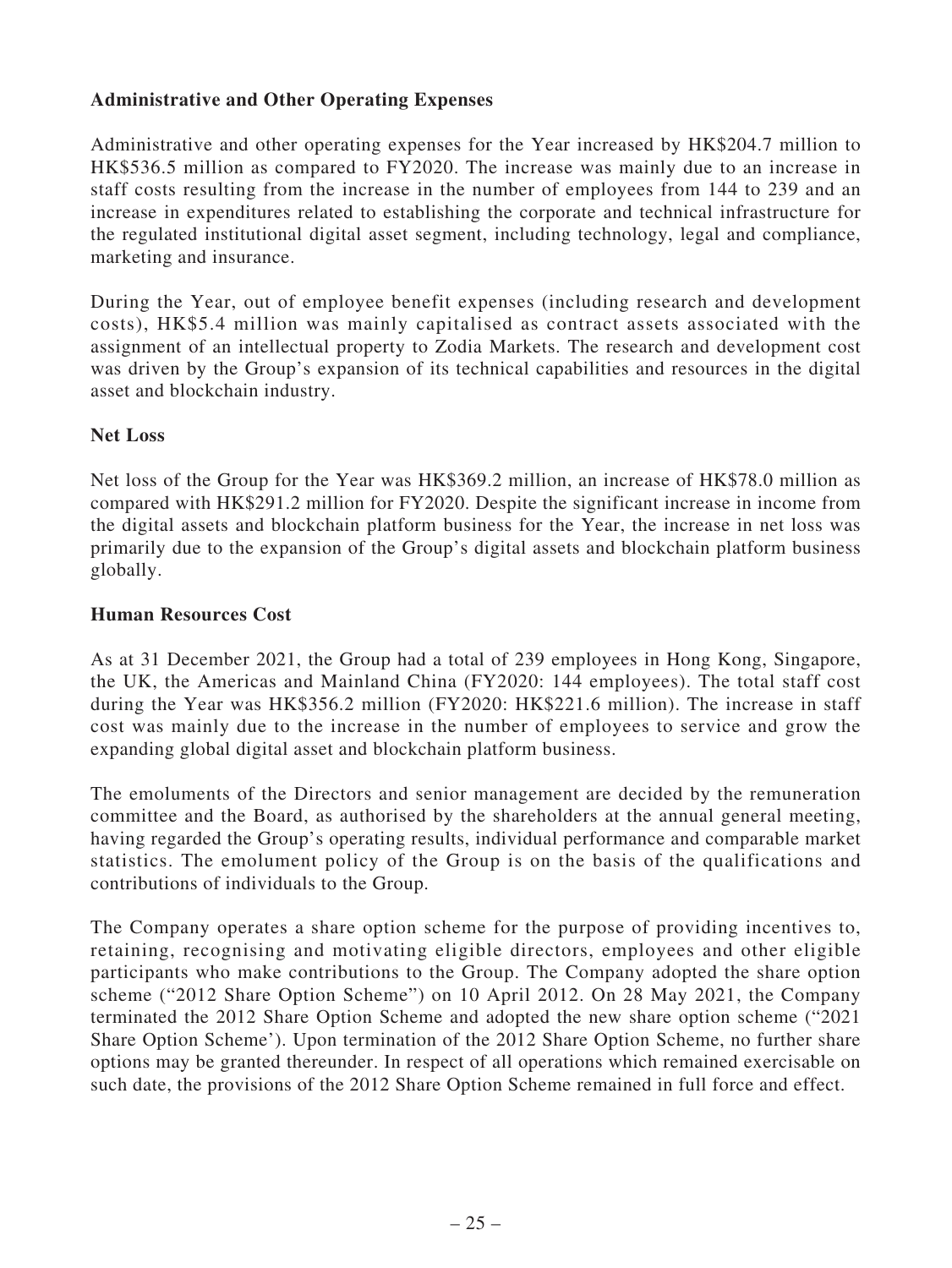**Administrative and Other Operating Expenses**

Administrative and other operating expenses for the Year increased by HK$204.7 million to HK$536.5 million as compared to FY2020. The increase was mainly due to an increase in staff costs resulting from the increase in the number of employees from 144 to 239 and an increase in expenditures related to establishing the corporate and technical infrastructure for the regulated institutional digital asset segment, including technology, legal and compliance, marketing and insurance.

During the Year, out of employee benefit expenses (including research and development costs), HK$5.4 million was mainly capitalised as contract assets associated with the assignment of an intellectual property to Zodia Markets. The research and development cost was driven by the Group's expansion of its technical capabilities and resources in the digital asset and blockchain industry.

**Net Loss**

Net loss of the Group for the Year was HK$369.2 million, an increase of HK$78.0 million as compared with HK$291.2 million for FY2020. Despite the significant increase in income from the digital assets and blockchain platform business for the Year, the increase in net loss was primarily due to the expansion of the Group's digital assets and blockchain platform business globally.

**Human Resources Cost**

As at 31 December 2021, the Group had a total of 239 employees in Hong Kong, Singapore, the UK, the Americas and Mainland China (FY2020: 144 employees). The total staff cost during the Year was HK$356.2 million (FY2020: HK$221.6 million). The increase in staff cost was mainly due to the increase in the number of employees to service and grow the expanding global digital asset and blockchain platform business.

The emoluments of the Directors and senior management are decided by the remuneration committee and the Board, as authorised by the shareholders at the annual general meeting, having regarded the Group's operating results, individual performance and comparable market statistics. The emolument policy of the Group is on the basis of the qualifications and contributions of individuals to the Group.

The Company operates a share option scheme for the purpose of providing incentives to, retaining, recognising and motivating eligible directors, employees and other eligible participants who make contributions to the Group. The Company adopted the share option scheme ("2012 Share Option Scheme") on 10 April 2012. On 28 May 2021, the Company terminated the 2012 Share Option Scheme and adopted the new share option scheme ("2021 Share Option Scheme'). Upon termination of the 2012 Share Option Scheme, no further share options may be granted thereunder. In respect of all operations which remained exercisable on such date, the provisions of the 2012 Share Option Scheme remained in full force and effect.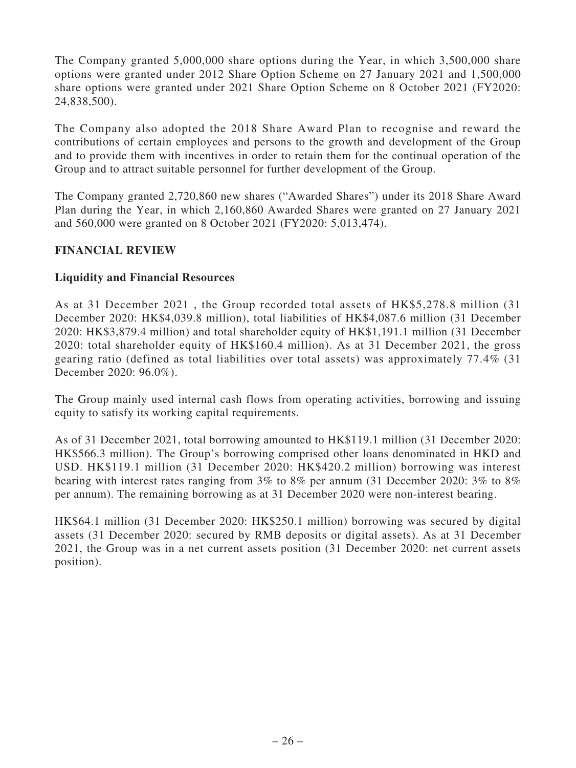The Company granted 5,000,000 share options during the Year, in which 3,500,000 share options were granted under 2012 Share Option Scheme on 27 January 2021 and 1,500,000 share options were granted under 2021 Share Option Scheme on 8 October 2021 (FY2020: 24,838,500).

The Company also adopted the 2018 Share Award Plan to recognise and reward the contributions of certain employees and persons to the growth and development of the Group and to provide them with incentives in order to retain them for the continual operation of the Group and to attract suitable personnel for further development of the Group.

The Company granted 2,720,860 new shares ("Awarded Shares") under its 2018 Share Award Plan during the Year, in which 2,160,860 Awarded Shares were granted on 27 January 2021 and 560,000 were granted on 8 October 2021 (FY2020: 5,013,474).

## FINANCIAL REVIEW

### Liquidity and Financial Resources

As at 31 December 2021 , the Group recorded total assets of HK$5,278.8 million (31 December 2020: HK$4,039.8 million), total liabilities of HK$4,087.6 million (31 December 2020: HK$3,879.4 million) and total shareholder equity of HK$1,191.1 million (31 December 2020: total shareholder equity of HK$160.4 million). As at 31 December 2021, the gross gearing ratio (defined as total liabilities over total assets) was approximately 77.4% (31 December 2020: 96.0%).

The Group mainly used internal cash flows from operating activities, borrowing and issuing equity to satisfy its working capital requirements.

As of 31 December 2021, total borrowing amounted to HK$119.1 million (31 December 2020: HK$566.3 million). The Group's borrowing comprised other loans denominated in HKD and USD. HK$119.1 million (31 December 2020: HK$420.2 million) borrowing was interest bearing with interest rates ranging from 3% to 8% per annum (31 December 2020: 3% to 8% per annum). The remaining borrowing as at 31 December 2020 were non-interest bearing.

HK$64.1 million (31 December 2020: HK$250.1 million) borrowing was secured by digital assets (31 December 2020: secured by RMB deposits or digital assets). As at 31 December 2021, the Group was in a net current assets position (31 December 2020: net current assets position).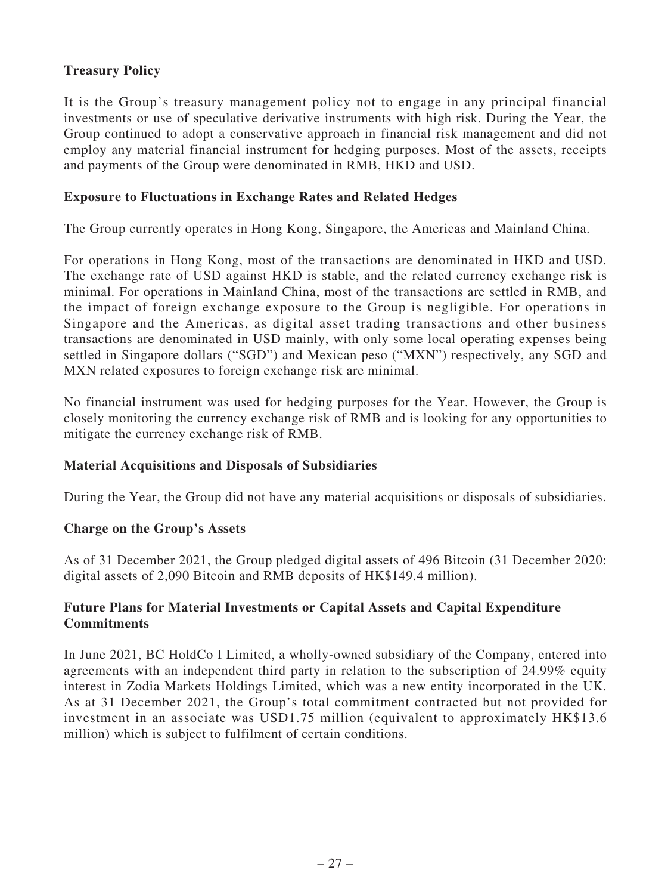**Treasury Policy**

It is the Group's treasury management policy not to engage in any principal financial investments or use of speculative derivative instruments with high risk. During the Year, the Group continued to adopt a conservative approach in financial risk management and did not employ any material financial instrument for hedging purposes. Most of the assets, receipts and payments of the Group were denominated in RMB, HKD and USD.

**Exposure to Fluctuations in Exchange Rates and Related Hedges**

The Group currently operates in Hong Kong, Singapore, the Americas and Mainland China.

For operations in Hong Kong, most of the transactions are denominated in HKD and USD. The exchange rate of USD against HKD is stable, and the related currency exchange risk is minimal. For operations in Mainland China, most of the transactions are settled in RMB, and the impact of foreign exchange exposure to the Group is negligible. For operations in Singapore and the Americas, as digital asset trading transactions and other business transactions are denominated in USD mainly, with only some local operating expenses being settled in Singapore dollars ("SGD") and Mexican peso ("MXN") respectively, any SGD and MXN related exposures to foreign exchange risk are minimal.

No financial instrument was used for hedging purposes for the Year. However, the Group is closely monitoring the currency exchange risk of RMB and is looking for any opportunities to mitigate the currency exchange risk of RMB.

**Material Acquisitions and Disposals of Subsidiaries**

During the Year, the Group did not have any material acquisitions or disposals of subsidiaries.

**Charge on the Group's Assets**

As of 31 December 2021, the Group pledged digital assets of 496 Bitcoin (31 December 2020: digital assets of 2,090 Bitcoin and RMB deposits of HK$149.4 million).

**Future Plans for Material Investments or Capital Assets and Capital Expenditure Commitments**

In June 2021, BC HoldCo I Limited, a wholly-owned subsidiary of the Company, entered into agreements with an independent third party in relation to the subscription of 24.99% equity interest in Zodia Markets Holdings Limited, which was a new entity incorporated in the UK. As at 31 December 2021, the Group's total commitment contracted but not provided for investment in an associate was USD1.75 million (equivalent to approximately HK$13.6 million) which is subject to fulfilment of certain conditions.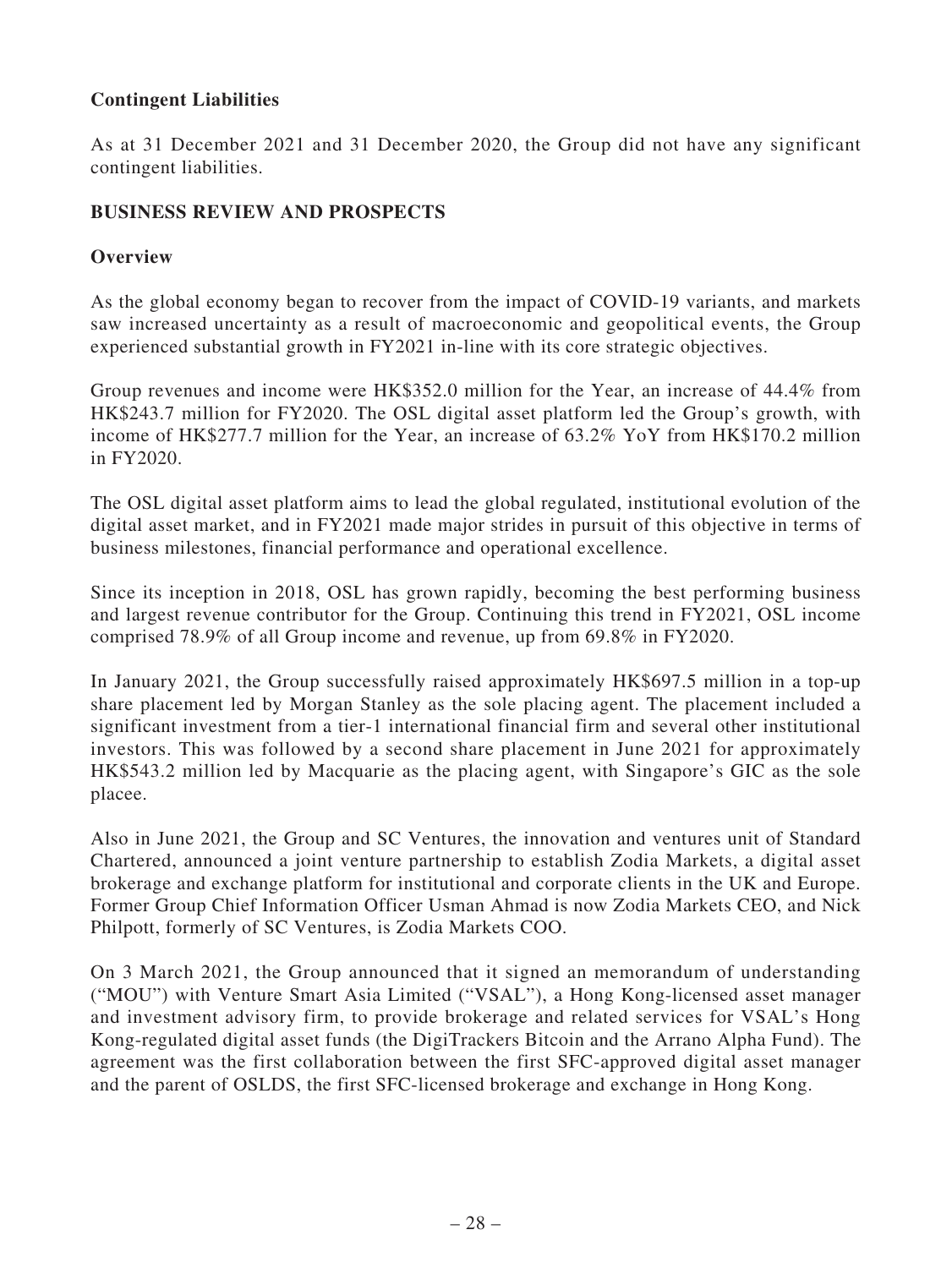**Contingent Liabilities**

As at 31 December 2021 and 31 December 2020, the Group did not have any significant contingent liabilities.

**BUSINESS REVIEW AND PROSPECTS**

**Overview**

As the global economy began to recover from the impact of COVID-19 variants, and markets saw increased uncertainty as a result of macroeconomic and geopolitical events, the Group experienced substantial growth in FY2021 in-line with its core strategic objectives.

Group revenues and income were HK$352.0 million for the Year, an increase of 44.4% from HK$243.7 million for FY2020. The OSL digital asset platform led the Group's growth, with income of HK$277.7 million for the Year, an increase of 63.2% YoY from HK$170.2 million in FY2020.

The OSL digital asset platform aims to lead the global regulated, institutional evolution of the digital asset market, and in FY2021 made major strides in pursuit of this objective in terms of business milestones, financial performance and operational excellence.

Since its inception in 2018, OSL has grown rapidly, becoming the best performing business and largest revenue contributor for the Group. Continuing this trend in FY2021, OSL income comprised 78.9% of all Group income and revenue, up from 69.8% in FY2020.

In January 2021, the Group successfully raised approximately HK$697.5 million in a top-up share placement led by Morgan Stanley as the sole placing agent. The placement included a significant investment from a tier-1 international financial firm and several other institutional investors. This was followed by a second share placement in June 2021 for approximately HK$543.2 million led by Macquarie as the placing agent, with Singapore's GIC as the sole placee.

Also in June 2021, the Group and SC Ventures, the innovation and ventures unit of Standard Chartered, announced a joint venture partnership to establish Zodia Markets, a digital asset brokerage and exchange platform for institutional and corporate clients in the UK and Europe. Former Group Chief Information Officer Usman Ahmad is now Zodia Markets CEO, and Nick Philpott, formerly of SC Ventures, is Zodia Markets COO.

On 3 March 2021, the Group announced that it signed an memorandum of understanding ("MOU") with Venture Smart Asia Limited ("VSAL"), a Hong Kong-licensed asset manager and investment advisory firm, to provide brokerage and related services for VSAL's Hong Kong-regulated digital asset funds (the DigiTrackers Bitcoin and the Arrano Alpha Fund). The agreement was the first collaboration between the first SFC-approved digital asset manager and the parent of OSLDS, the first SFC-licensed brokerage and exchange in Hong Kong.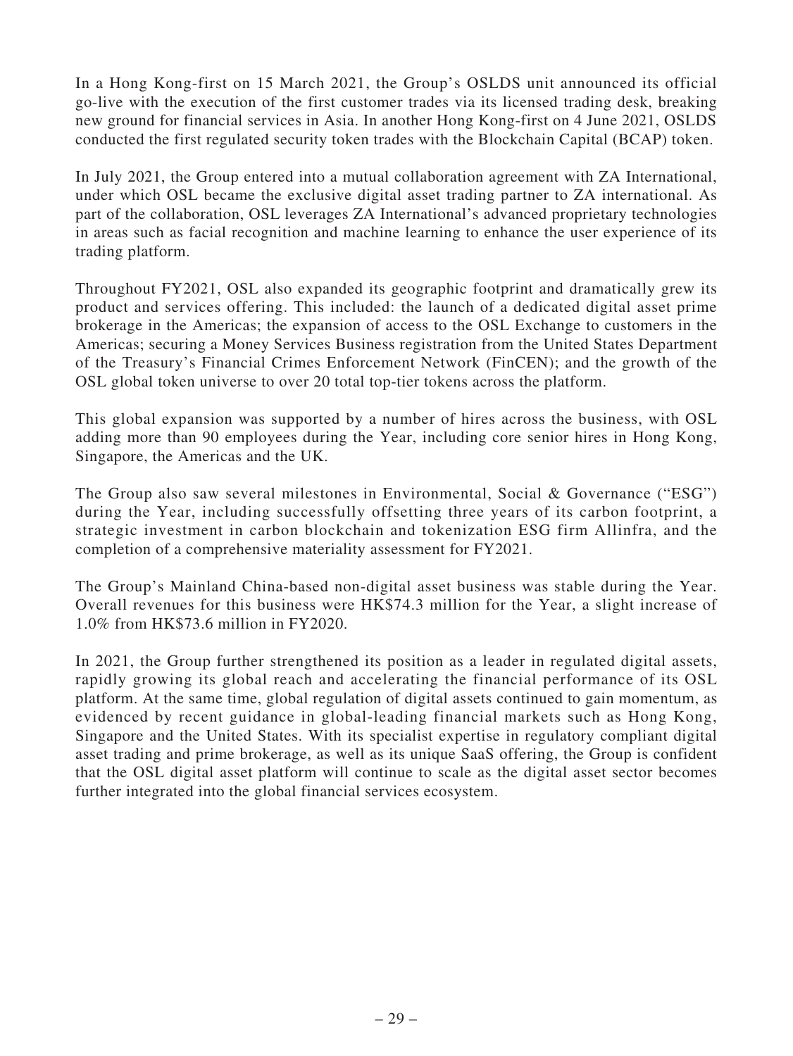In a Hong Kong-first on 15 March 2021, the Group's OSLDS unit announced its official go-live with the execution of the first customer trades via its licensed trading desk, breaking new ground for financial services in Asia. In another Hong Kong-first on 4 June 2021, OSLDS conducted the first regulated security token trades with the Blockchain Capital (BCAP) token.

In July 2021, the Group entered into a mutual collaboration agreement with ZA International, under which OSL became the exclusive digital asset trading partner to ZA international. As part of the collaboration, OSL leverages ZA International's advanced proprietary technologies in areas such as facial recognition and machine learning to enhance the user experience of its trading platform.

Throughout FY2021, OSL also expanded its geographic footprint and dramatically grew its product and services offering. This included: the launch of a dedicated digital asset prime brokerage in the Americas; the expansion of access to the OSL Exchange to customers in the Americas; securing a Money Services Business registration from the United States Department of the Treasury's Financial Crimes Enforcement Network (FinCEN); and the growth of the OSL global token universe to over 20 total top-tier tokens across the platform.

This global expansion was supported by a number of hires across the business, with OSL adding more than 90 employees during the Year, including core senior hires in Hong Kong, Singapore, the Americas and the UK.

The Group also saw several milestones in Environmental, Social & Governance ("ESG") during the Year, including successfully offsetting three years of its carbon footprint, a strategic investment in carbon blockchain and tokenization ESG firm Allinfra, and the completion of a comprehensive materiality assessment for FY2021.

The Group's Mainland China-based non-digital asset business was stable during the Year. Overall revenues for this business were HK$74.3 million for the Year, a slight increase of 1.0% from HK$73.6 million in FY2020.

In 2021, the Group further strengthened its position as a leader in regulated digital assets, rapidly growing its global reach and accelerating the financial performance of its OSL platform. At the same time, global regulation of digital assets continued to gain momentum, as evidenced by recent guidance in global-leading financial markets such as Hong Kong, Singapore and the United States. With its specialist expertise in regulatory compliant digital asset trading and prime brokerage, as well as its unique SaaS offering, the Group is confident that the OSL digital asset platform will continue to scale as the digital asset sector becomes further integrated into the global financial services ecosystem.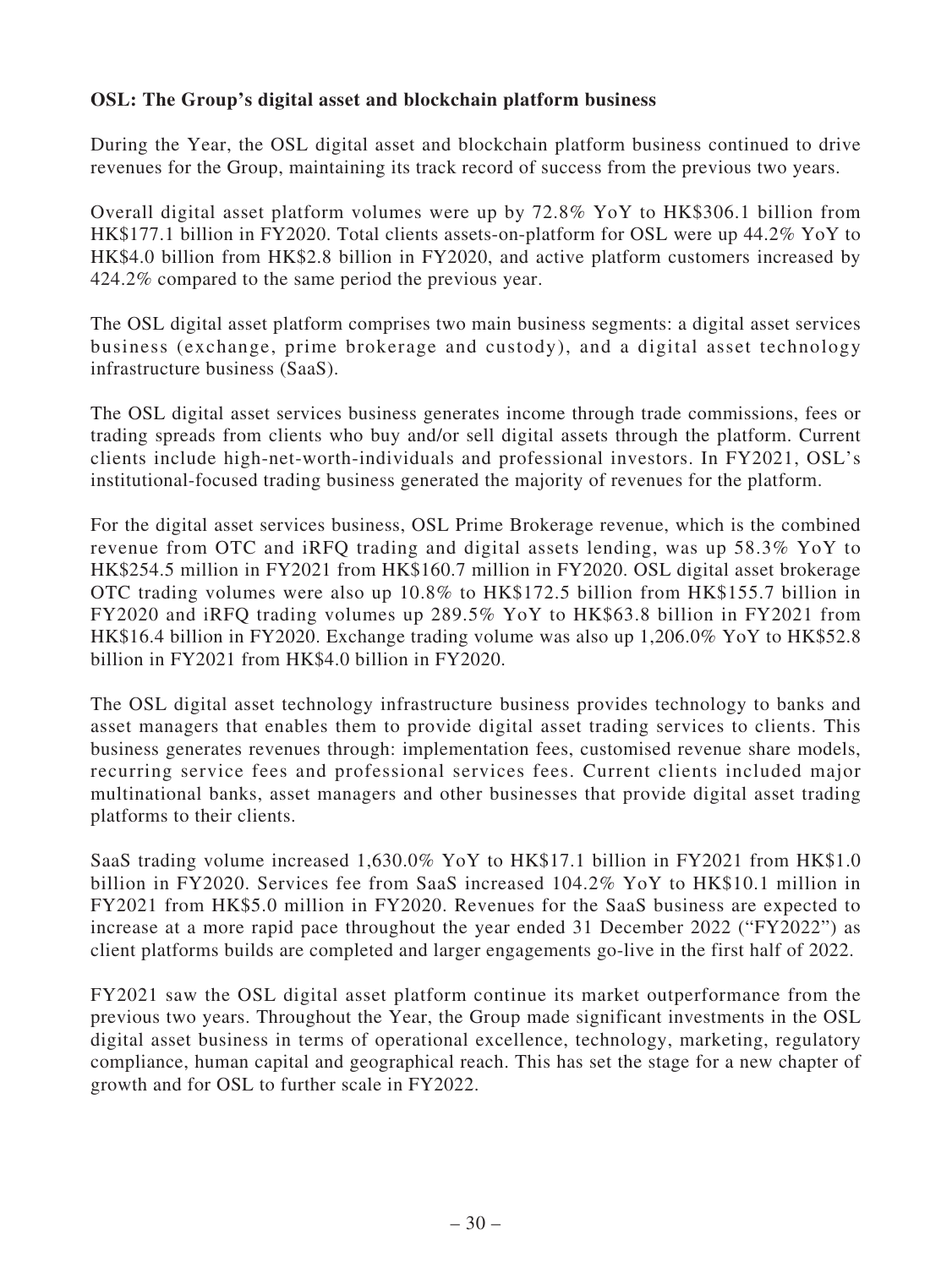**OSL: The Group's digital asset and blockchain platform business**

During the Year, the OSL digital asset and blockchain platform business continued to drive revenues for the Group, maintaining its track record of success from the previous two years.

Overall digital asset platform volumes were up by 72.8% YoY to HK$306.1 billion from HK$177.1 billion in FY2020. Total clients assets-on-platform for OSL were up 44.2% YoY to HK$4.0 billion from HK$2.8 billion in FY2020, and active platform customers increased by 424.2% compared to the same period the previous year.

The OSL digital asset platform comprises two main business segments: a digital asset services business (exchange, prime brokerage and custody), and a digital asset technology infrastructure business (SaaS).

The OSL digital asset services business generates income through trade commissions, fees or trading spreads from clients who buy and/or sell digital assets through the platform. Current clients include high-net-worth-individuals and professional investors. In FY2021, OSL's institutional-focused trading business generated the majority of revenues for the platform.

For the digital asset services business, OSL Prime Brokerage revenue, which is the combined revenue from OTC and iRFQ trading and digital assets lending, was up 58.3% YoY to HK$254.5 million in FY2021 from HK$160.7 million in FY2020. OSL digital asset brokerage OTC trading volumes were also up 10.8% to HK$172.5 billion from HK$155.7 billion in FY2020 and iRFQ trading volumes up 289.5% YoY to HK$63.8 billion in FY2021 from HK$16.4 billion in FY2020. Exchange trading volume was also up 1,206.0% YoY to HK$52.8 billion in FY2021 from HK$4.0 billion in FY2020.

The OSL digital asset technology infrastructure business provides technology to banks and asset managers that enables them to provide digital asset trading services to clients. This business generates revenues through: implementation fees, customised revenue share models, recurring service fees and professional services fees. Current clients included major multinational banks, asset managers and other businesses that provide digital asset trading platforms to their clients.

SaaS trading volume increased 1,630.0% YoY to HK$17.1 billion in FY2021 from HK$1.0 billion in FY2020. Services fee from SaaS increased 104.2% YoY to HK$10.1 million in FY2021 from HK$5.0 million in FY2020. Revenues for the SaaS business are expected to increase at a more rapid pace throughout the year ended 31 December 2022 ("FY2022") as client platforms builds are completed and larger engagements go-live in the first half of 2022.

FY2021 saw the OSL digital asset platform continue its market outperformance from the previous two years. Throughout the Year, the Group made significant investments in the OSL digital asset business in terms of operational excellence, technology, marketing, regulatory compliance, human capital and geographical reach. This has set the stage for a new chapter of growth and for OSL to further scale in FY2022.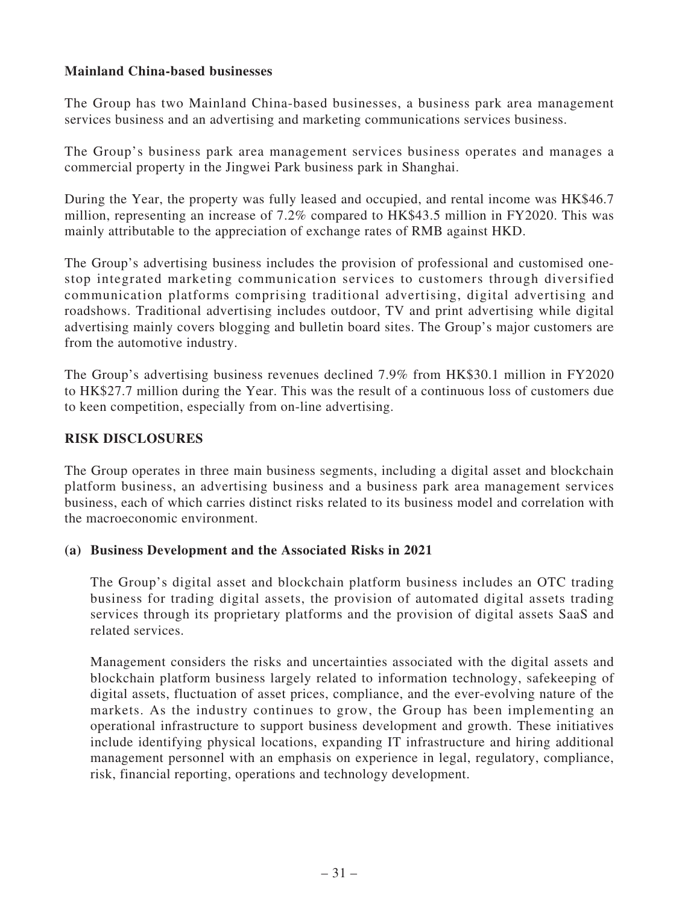**Mainland China-based businesses**

The Group has two Mainland China-based businesses, a business park area management services business and an advertising and marketing communications services business.

The Group's business park area management services business operates and manages a commercial property in the Jingwei Park business park in Shanghai.

During the Year, the property was fully leased and occupied, and rental income was HK$46.7 million, representing an increase of 7.2% compared to HK$43.5 million in FY2020. This was mainly attributable to the appreciation of exchange rates of RMB against HKD.

The Group's advertising business includes the provision of professional and customised one-stop integrated marketing communication services to customers through diversified communication platforms comprising traditional advertising, digital advertising and roadshows. Traditional advertising includes outdoor, TV and print advertising while digital advertising mainly covers blogging and bulletin board sites. The Group's major customers are from the automotive industry.

The Group's advertising business revenues declined 7.9% from HK$30.1 million in FY2020 to HK$27.7 million during the Year. This was the result of a continuous loss of customers due to keen competition, especially from on-line advertising.

## RISK DISCLOSURES

The Group operates in three main business segments, including a digital asset and blockchain platform business, an advertising business and a business park area management services business, each of which carries distinct risks related to its business model and correlation with the macroeconomic environment.

### (a) Business Development and the Associated Risks in 2021

The Group's digital asset and blockchain platform business includes an OTC trading business for trading digital assets, the provision of automated digital assets trading services through its proprietary platforms and the provision of digital assets SaaS and related services.

Management considers the risks and uncertainties associated with the digital assets and blockchain platform business largely related to information technology, safekeeping of digital assets, fluctuation of asset prices, compliance, and the ever-evolving nature of the markets. As the industry continues to grow, the Group has been implementing an operational infrastructure to support business development and growth. These initiatives include identifying physical locations, expanding IT infrastructure and hiring additional management personnel with an emphasis on experience in legal, regulatory, compliance, risk, financial reporting, operations and technology development.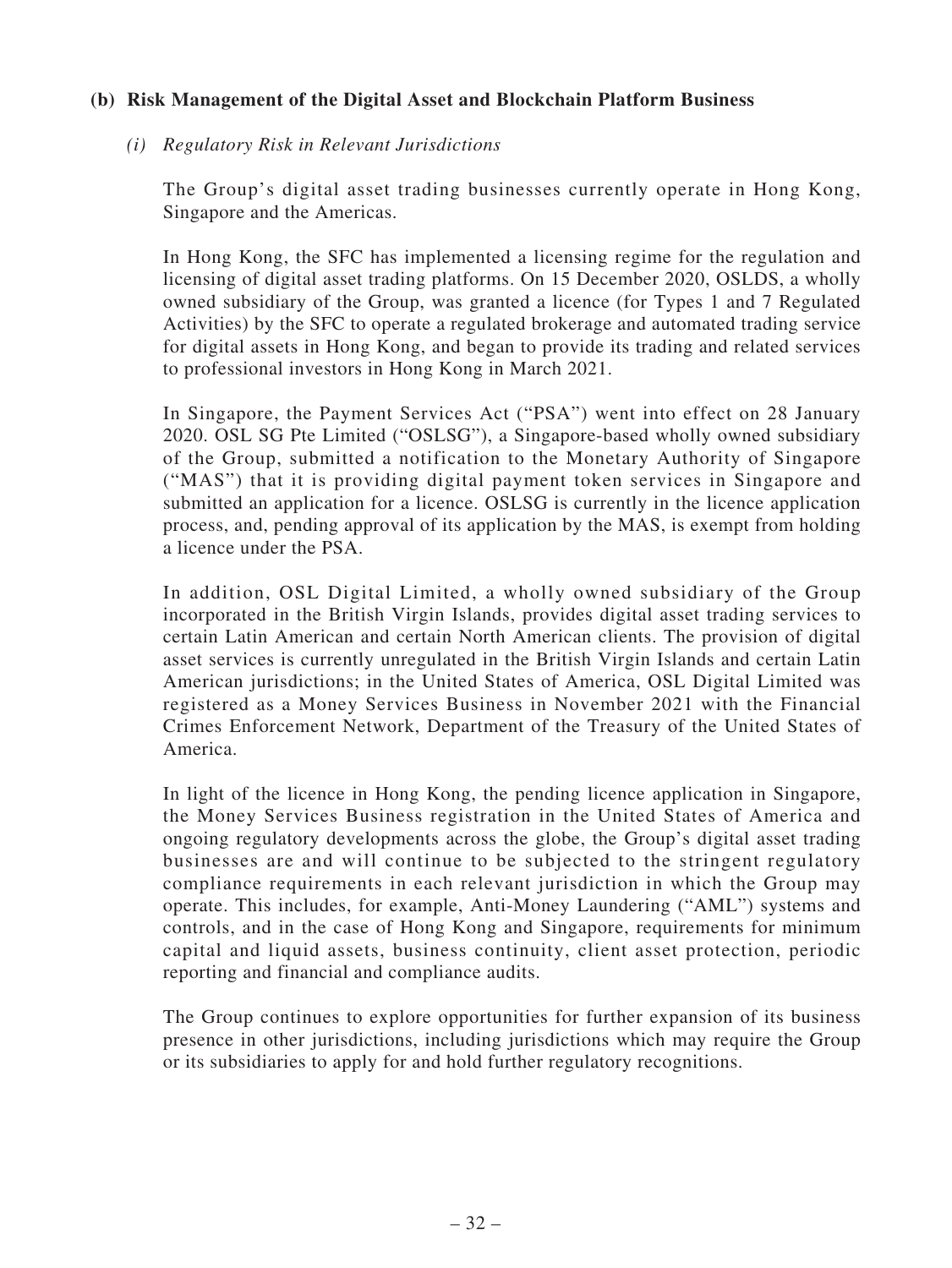## (b) Risk Management of the Digital Asset and Blockchain Platform Business

### *(i) Regulatory Risk in Relevant Jurisdictions*

The Group's digital asset trading businesses currently operate in Hong Kong, Singapore and the Americas.

In Hong Kong, the SFC has implemented a licensing regime for the regulation and licensing of digital asset trading platforms. On 15 December 2020, OSLDS, a wholly owned subsidiary of the Group, was granted a licence (for Types 1 and 7 Regulated Activities) by the SFC to operate a regulated brokerage and automated trading service for digital assets in Hong Kong, and began to provide its trading and related services to professional investors in Hong Kong in March 2021.

In Singapore, the Payment Services Act ("PSA") went into effect on 28 January 2020. OSL SG Pte Limited ("OSLSG"), a Singapore-based wholly owned subsidiary of the Group, submitted a notification to the Monetary Authority of Singapore ("MAS") that it is providing digital payment token services in Singapore and submitted an application for a licence. OSLSG is currently in the licence application process, and, pending approval of its application by the MAS, is exempt from holding a licence under the PSA.

In addition, OSL Digital Limited, a wholly owned subsidiary of the Group incorporated in the British Virgin Islands, provides digital asset trading services to certain Latin American and certain North American clients. The provision of digital asset services is currently unregulated in the British Virgin Islands and certain Latin American jurisdictions; in the United States of America, OSL Digital Limited was registered as a Money Services Business in November 2021 with the Financial Crimes Enforcement Network, Department of the Treasury of the United States of America.

In light of the licence in Hong Kong, the pending licence application in Singapore, the Money Services Business registration in the United States of America and ongoing regulatory developments across the globe, the Group's digital asset trading businesses are and will continue to be subjected to the stringent regulatory compliance requirements in each relevant jurisdiction in which the Group may operate. This includes, for example, Anti-Money Laundering ("AML") systems and controls, and in the case of Hong Kong and Singapore, requirements for minimum capital and liquid assets, business continuity, client asset protection, periodic reporting and financial and compliance audits.

The Group continues to explore opportunities for further expansion of its business presence in other jurisdictions, including jurisdictions which may require the Group or its subsidiaries to apply for and hold further regulatory recognitions.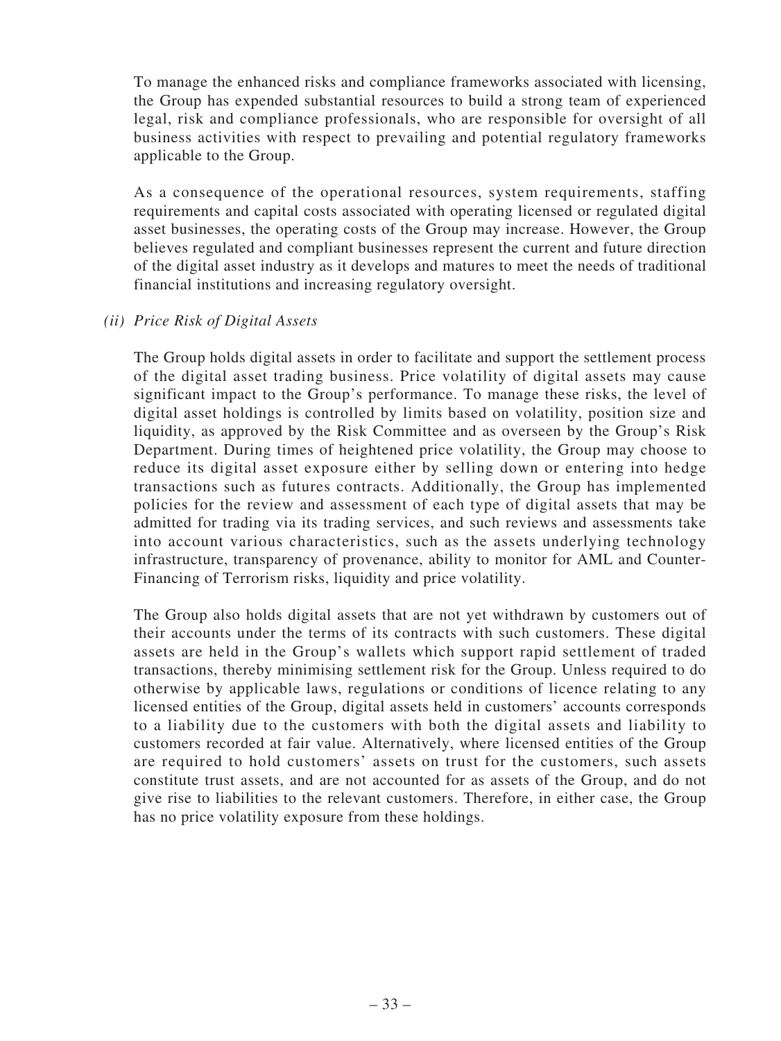To manage the enhanced risks and compliance frameworks associated with licensing, the Group has expended substantial resources to build a strong team of experienced legal, risk and compliance professionals, who are responsible for oversight of all business activities with respect to prevailing and potential regulatory frameworks applicable to the Group.

As a consequence of the operational resources, system requirements, staffing requirements and capital costs associated with operating licensed or regulated digital asset businesses, the operating costs of the Group may increase. However, the Group believes regulated and compliant businesses represent the current and future direction of the digital asset industry as it develops and matures to meet the needs of traditional financial institutions and increasing regulatory oversight.

*(ii) Price Risk of Digital Assets*

The Group holds digital assets in order to facilitate and support the settlement process of the digital asset trading business. Price volatility of digital assets may cause significant impact to the Group's performance. To manage these risks, the level of digital asset holdings is controlled by limits based on volatility, position size and liquidity, as approved by the Risk Committee and as overseen by the Group's Risk Department. During times of heightened price volatility, the Group may choose to reduce its digital asset exposure either by selling down or entering into hedge transactions such as futures contracts. Additionally, the Group has implemented policies for the review and assessment of each type of digital assets that may be admitted for trading via its trading services, and such reviews and assessments take into account various characteristics, such as the assets underlying technology infrastructure, transparency of provenance, ability to monitor for AML and Counter-Financing of Terrorism risks, liquidity and price volatility.

The Group also holds digital assets that are not yet withdrawn by customers out of their accounts under the terms of its contracts with such customers. These digital assets are held in the Group's wallets which support rapid settlement of traded transactions, thereby minimising settlement risk for the Group. Unless required to do otherwise by applicable laws, regulations or conditions of licence relating to any licensed entities of the Group, digital assets held in customers' accounts corresponds to a liability due to the customers with both the digital assets and liability to customers recorded at fair value. Alternatively, where licensed entities of the Group are required to hold customers' assets on trust for the customers, such assets constitute trust assets, and are not accounted for as assets of the Group, and do not give rise to liabilities to the relevant customers. Therefore, in either case, the Group has no price volatility exposure from these holdings.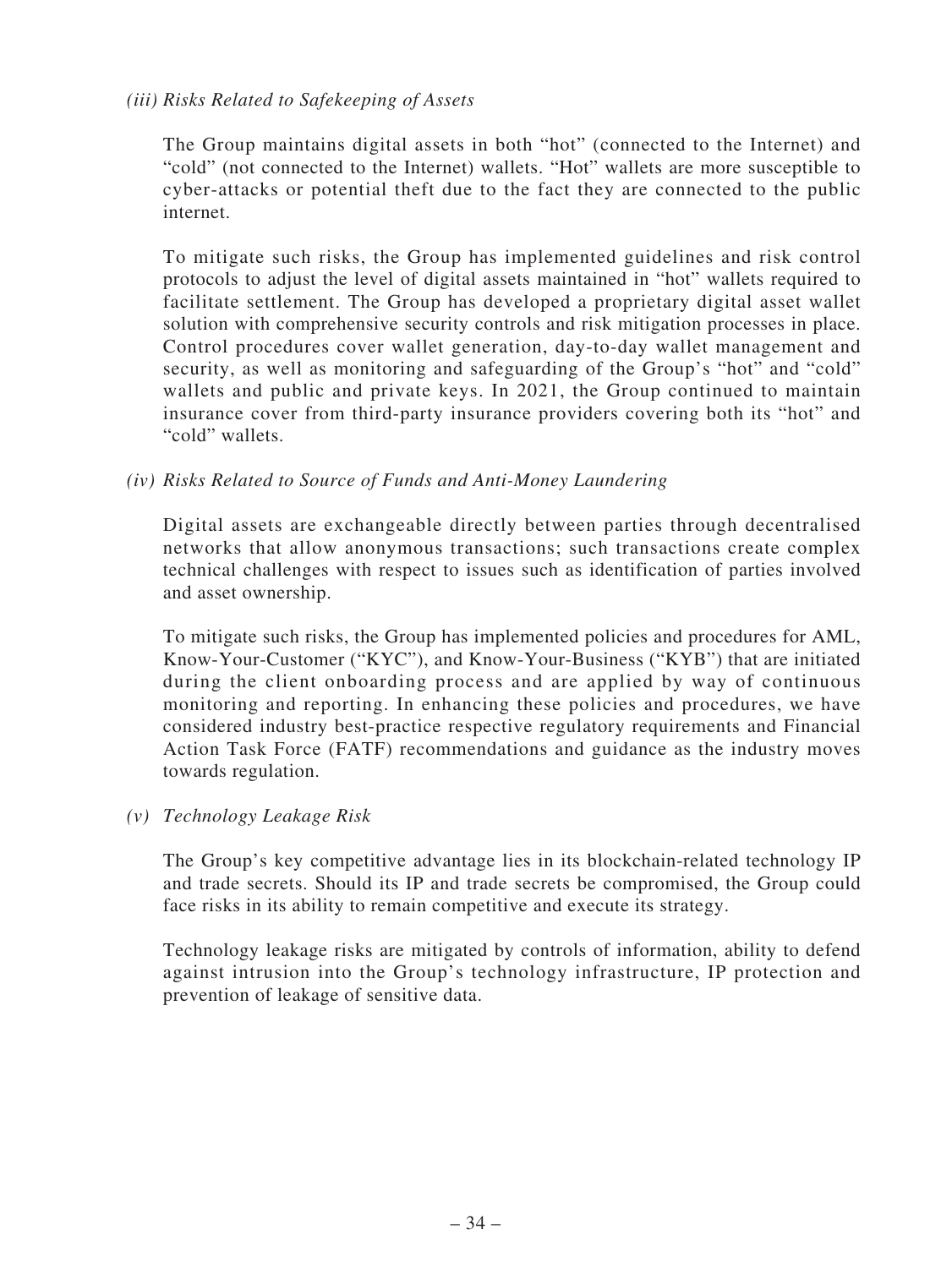*(iii) Risks Related to Safekeeping of Assets*

The Group maintains digital assets in both "hot" (connected to the Internet) and "cold" (not connected to the Internet) wallets. "Hot" wallets are more susceptible to cyber-attacks or potential theft due to the fact they are connected to the public internet.

To mitigate such risks, the Group has implemented guidelines and risk control protocols to adjust the level of digital assets maintained in "hot" wallets required to facilitate settlement. The Group has developed a proprietary digital asset wallet solution with comprehensive security controls and risk mitigation processes in place. Control procedures cover wallet generation, day-to-day wallet management and security, as well as monitoring and safeguarding of the Group's "hot" and "cold" wallets and public and private keys. In 2021, the Group continued to maintain insurance cover from third-party insurance providers covering both its "hot" and "cold" wallets.

*(iv) Risks Related to Source of Funds and Anti-Money Laundering*

Digital assets are exchangeable directly between parties through decentralised networks that allow anonymous transactions; such transactions create complex technical challenges with respect to issues such as identification of parties involved and asset ownership.

To mitigate such risks, the Group has implemented policies and procedures for AML, Know-Your-Customer ("KYC"), and Know-Your-Business ("KYB") that are initiated during the client onboarding process and are applied by way of continuous monitoring and reporting. In enhancing these policies and procedures, we have considered industry best-practice respective regulatory requirements and Financial Action Task Force (FATF) recommendations and guidance as the industry moves towards regulation.

*(v) Technology Leakage Risk*

The Group's key competitive advantage lies in its blockchain-related technology IP and trade secrets. Should its IP and trade secrets be compromised, the Group could face risks in its ability to remain competitive and execute its strategy.

Technology leakage risks are mitigated by controls of information, ability to defend against intrusion into the Group's technology infrastructure, IP protection and prevention of leakage of sensitive data.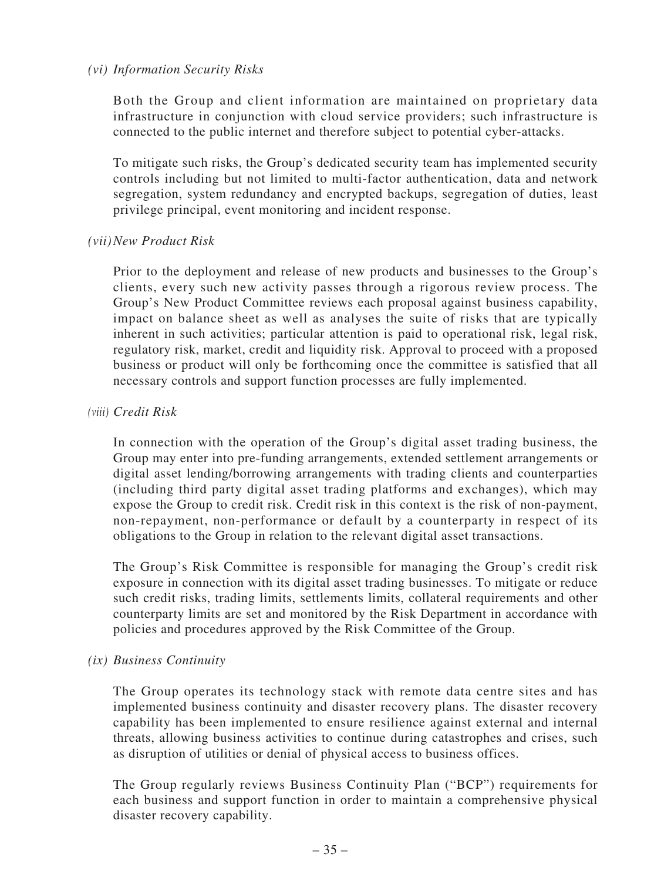*(vi) Information Security Risks*

Both the Group and client information are maintained on proprietary data infrastructure in conjunction with cloud service providers; such infrastructure is connected to the public internet and therefore subject to potential cyber-attacks.

To mitigate such risks, the Group's dedicated security team has implemented security controls including but not limited to multi-factor authentication, data and network segregation, system redundancy and encrypted backups, segregation of duties, least privilege principal, event monitoring and incident response.

*(vii) New Product Risk*

Prior to the deployment and release of new products and businesses to the Group's clients, every such new activity passes through a rigorous review process. The Group's New Product Committee reviews each proposal against business capability, impact on balance sheet as well as analyses the suite of risks that are typically inherent in such activities; particular attention is paid to operational risk, legal risk, regulatory risk, market, credit and liquidity risk. Approval to proceed with a proposed business or product will only be forthcoming once the committee is satisfied that all necessary controls and support function processes are fully implemented.

*(viii) Credit Risk*

In connection with the operation of the Group's digital asset trading business, the Group may enter into pre-funding arrangements, extended settlement arrangements or digital asset lending/borrowing arrangements with trading clients and counterparties (including third party digital asset trading platforms and exchanges), which may expose the Group to credit risk. Credit risk in this context is the risk of non-payment, non-repayment, non-performance or default by a counterparty in respect of its obligations to the Group in relation to the relevant digital asset transactions.

The Group's Risk Committee is responsible for managing the Group's credit risk exposure in connection with its digital asset trading businesses. To mitigate or reduce such credit risks, trading limits, settlements limits, collateral requirements and other counterparty limits are set and monitored by the Risk Department in accordance with policies and procedures approved by the Risk Committee of the Group.

*(ix) Business Continuity*

The Group operates its technology stack with remote data centre sites and has implemented business continuity and disaster recovery plans. The disaster recovery capability has been implemented to ensure resilience against external and internal threats, allowing business activities to continue during catastrophes and crises, such as disruption of utilities or denial of physical access to business offices.

The Group regularly reviews Business Continuity Plan ("BCP") requirements for each business and support function in order to maintain a comprehensive physical disaster recovery capability.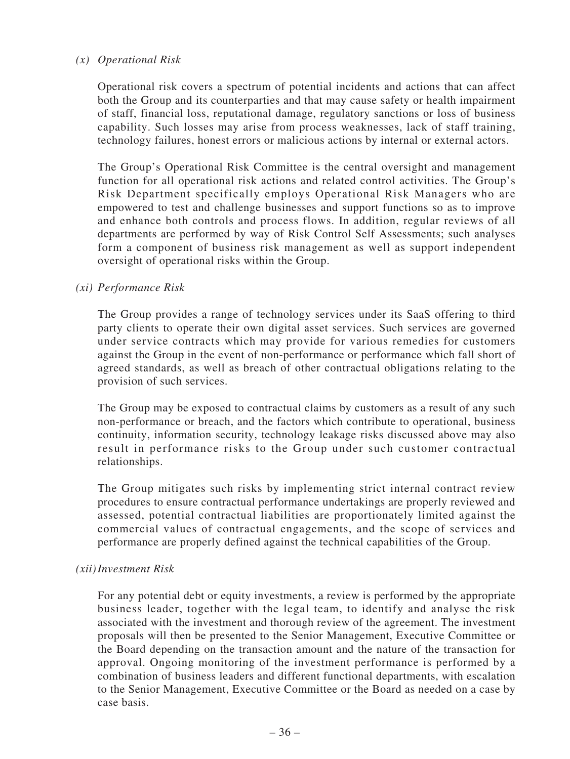*(x) Operational Risk*

Operational risk covers a spectrum of potential incidents and actions that can affect both the Group and its counterparties and that may cause safety or health impairment of staff, financial loss, reputational damage, regulatory sanctions or loss of business capability. Such losses may arise from process weaknesses, lack of staff training, technology failures, honest errors or malicious actions by internal or external actors.

The Group's Operational Risk Committee is the central oversight and management function for all operational risk actions and related control activities. The Group's Risk Department specifically employs Operational Risk Managers who are empowered to test and challenge businesses and support functions so as to improve and enhance both controls and process flows. In addition, regular reviews of all departments are performed by way of Risk Control Self Assessments; such analyses form a component of business risk management as well as support independent oversight of operational risks within the Group.

*(xi) Performance Risk*

The Group provides a range of technology services under its SaaS offering to third party clients to operate their own digital asset services. Such services are governed under service contracts which may provide for various remedies for customers against the Group in the event of non-performance or performance which fall short of agreed standards, as well as breach of other contractual obligations relating to the provision of such services.

The Group may be exposed to contractual claims by customers as a result of any such non-performance or breach, and the factors which contribute to operational, business continuity, information security, technology leakage risks discussed above may also result in performance risks to the Group under such customer contractual relationships.

The Group mitigates such risks by implementing strict internal contract review procedures to ensure contractual performance undertakings are properly reviewed and assessed, potential contractual liabilities are proportionately limited against the commercial values of contractual engagements, and the scope of services and performance are properly defined against the technical capabilities of the Group.

*(xii) Investment Risk*

For any potential debt or equity investments, a review is performed by the appropriate business leader, together with the legal team, to identify and analyse the risk associated with the investment and thorough review of the agreement. The investment proposals will then be presented to the Senior Management, Executive Committee or the Board depending on the transaction amount and the nature of the transaction for approval. Ongoing monitoring of the investment performance is performed by a combination of business leaders and different functional departments, with escalation to the Senior Management, Executive Committee or the Board as needed on a case by case basis.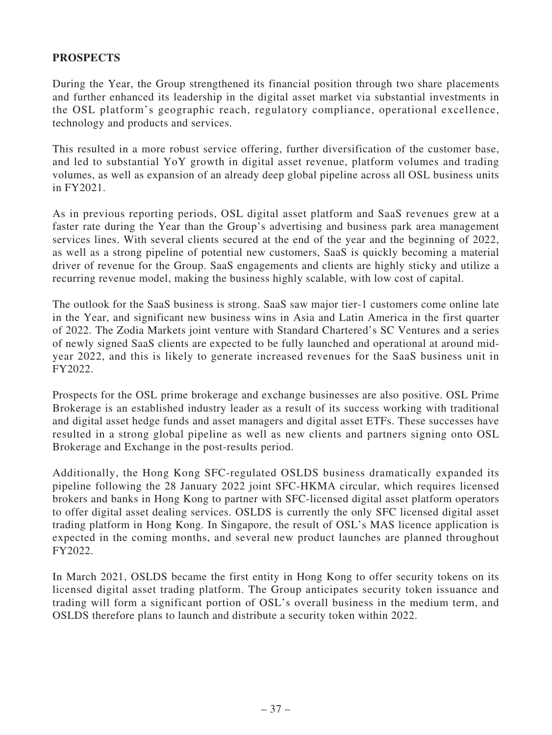## PROSPECTS

During the Year, the Group strengthened its financial position through two share placements and further enhanced its leadership in the digital asset market via substantial investments in the OSL platform's geographic reach, regulatory compliance, operational excellence, technology and products and services.

This resulted in a more robust service offering, further diversification of the customer base, and led to substantial YoY growth in digital asset revenue, platform volumes and trading volumes, as well as expansion of an already deep global pipeline across all OSL business units in FY2021.

As in previous reporting periods, OSL digital asset platform and SaaS revenues grew at a faster rate during the Year than the Group's advertising and business park area management services lines. With several clients secured at the end of the year and the beginning of 2022, as well as a strong pipeline of potential new customers, SaaS is quickly becoming a material driver of revenue for the Group. SaaS engagements and clients are highly sticky and utilize a recurring revenue model, making the business highly scalable, with low cost of capital.

The outlook for the SaaS business is strong. SaaS saw major tier-1 customers come online late in the Year, and significant new business wins in Asia and Latin America in the first quarter of 2022. The Zodia Markets joint venture with Standard Chartered's SC Ventures and a series of newly signed SaaS clients are expected to be fully launched and operational at around mid-year 2022, and this is likely to generate increased revenues for the SaaS business unit in FY2022.

Prospects for the OSL prime brokerage and exchange businesses are also positive. OSL Prime Brokerage is an established industry leader as a result of its success working with traditional and digital asset hedge funds and asset managers and digital asset ETFs. These successes have resulted in a strong global pipeline as well as new clients and partners signing onto OSL Brokerage and Exchange in the post-results period.

Additionally, the Hong Kong SFC-regulated OSLDS business dramatically expanded its pipeline following the 28 January 2022 joint SFC-HKMA circular, which requires licensed brokers and banks in Hong Kong to partner with SFC-licensed digital asset platform operators to offer digital asset dealing services. OSLDS is currently the only SFC licensed digital asset trading platform in Hong Kong. In Singapore, the result of OSL's MAS licence application is expected in the coming months, and several new product launches are planned throughout FY2022.

In March 2021, OSLDS became the first entity in Hong Kong to offer security tokens on its licensed digital asset trading platform. The Group anticipates security token issuance and trading will form a significant portion of OSL's overall business in the medium term, and OSLDS therefore plans to launch and distribute a security token within 2022.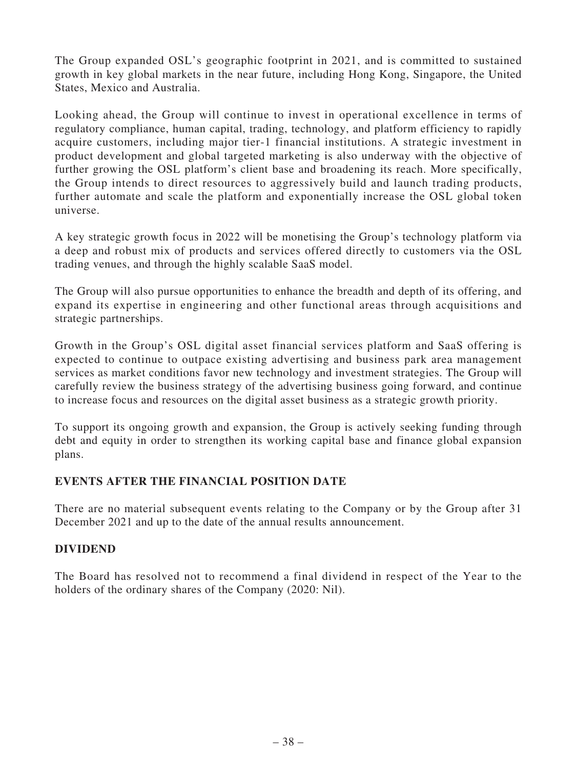The Group expanded OSL's geographic footprint in 2021, and is committed to sustained growth in key global markets in the near future, including Hong Kong, Singapore, the United States, Mexico and Australia.

Looking ahead, the Group will continue to invest in operational excellence in terms of regulatory compliance, human capital, trading, technology, and platform efficiency to rapidly acquire customers, including major tier-1 financial institutions. A strategic investment in product development and global targeted marketing is also underway with the objective of further growing the OSL platform's client base and broadening its reach. More specifically, the Group intends to direct resources to aggressively build and launch trading products, further automate and scale the platform and exponentially increase the OSL global token universe.

A key strategic growth focus in 2022 will be monetising the Group's technology platform via a deep and robust mix of products and services offered directly to customers via the OSL trading venues, and through the highly scalable SaaS model.

The Group will also pursue opportunities to enhance the breadth and depth of its offering, and expand its expertise in engineering and other functional areas through acquisitions and strategic partnerships.

Growth in the Group's OSL digital asset financial services platform and SaaS offering is expected to continue to outpace existing advertising and business park area management services as market conditions favor new technology and investment strategies. The Group will carefully review the business strategy of the advertising business going forward, and continue to increase focus and resources on the digital asset business as a strategic growth priority.

To support its ongoing growth and expansion, the Group is actively seeking funding through debt and equity in order to strengthen its working capital base and finance global expansion plans.

## EVENTS AFTER THE FINANCIAL POSITION DATE

There are no material subsequent events relating to the Company or by the Group after 31 December 2021 and up to the date of the annual results announcement.

## DIVIDEND

The Board has resolved not to recommend a final dividend in respect of the Year to the holders of the ordinary shares of the Company (2020: Nil).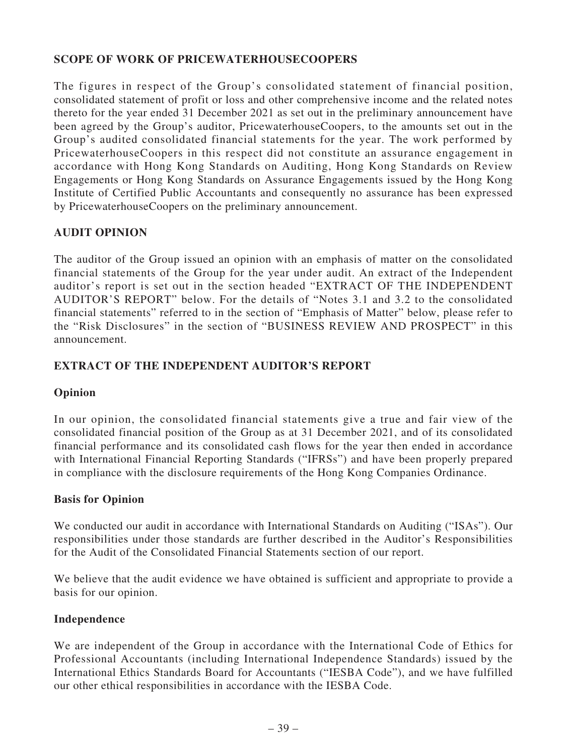## SCOPE OF WORK OF PRICEWATERHOUSECOOPERS

The figures in respect of the Group's consolidated statement of financial position, consolidated statement of profit or loss and other comprehensive income and the related notes thereto for the year ended 31 December 2021 as set out in the preliminary announcement have been agreed by the Group's auditor, PricewaterhouseCoopers, to the amounts set out in the Group's audited consolidated financial statements for the year. The work performed by PricewaterhouseCoopers in this respect did not constitute an assurance engagement in accordance with Hong Kong Standards on Auditing, Hong Kong Standards on Review Engagements or Hong Kong Standards on Assurance Engagements issued by the Hong Kong Institute of Certified Public Accountants and consequently no assurance has been expressed by PricewaterhouseCoopers on the preliminary announcement.

## AUDIT OPINION

The auditor of the Group issued an opinion with an emphasis of matter on the consolidated financial statements of the Group for the year under audit. An extract of the Independent auditor's report is set out in the section headed "EXTRACT OF THE INDEPENDENT AUDITOR'S REPORT" below. For the details of "Notes 3.1 and 3.2 to the consolidated financial statements" referred to in the section of "Emphasis of Matter" below, please refer to the "Risk Disclosures" in the section of "BUSINESS REVIEW AND PROSPECT" in this announcement.

## EXTRACT OF THE INDEPENDENT AUDITOR'S REPORT

### Opinion

In our opinion, the consolidated financial statements give a true and fair view of the consolidated financial position of the Group as at 31 December 2021, and of its consolidated financial performance and its consolidated cash flows for the year then ended in accordance with International Financial Reporting Standards ("IFRSs") and have been properly prepared in compliance with the disclosure requirements of the Hong Kong Companies Ordinance.

### Basis for Opinion

We conducted our audit in accordance with International Standards on Auditing ("ISAs"). Our responsibilities under those standards are further described in the Auditor's Responsibilities for the Audit of the Consolidated Financial Statements section of our report.

We believe that the audit evidence we have obtained is sufficient and appropriate to provide a basis for our opinion.

### Independence

We are independent of the Group in accordance with the International Code of Ethics for Professional Accountants (including International Independence Standards) issued by the International Ethics Standards Board for Accountants ("IESBA Code"), and we have fulfilled our other ethical responsibilities in accordance with the IESBA Code.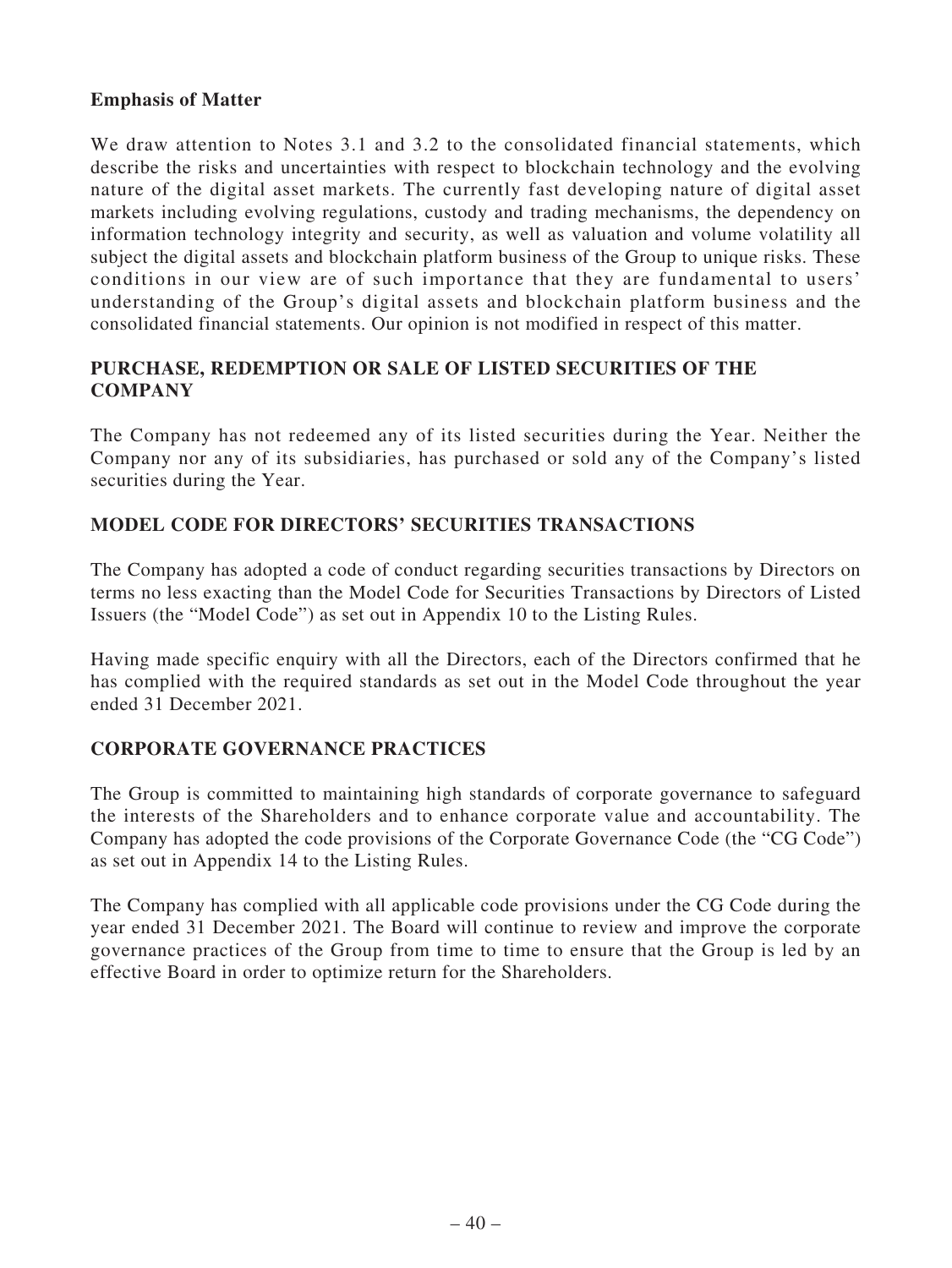**Emphasis of Matter**

We draw attention to Notes 3.1 and 3.2 to the consolidated financial statements, which describe the risks and uncertainties with respect to blockchain technology and the evolving nature of the digital asset markets. The currently fast developing nature of digital asset markets including evolving regulations, custody and trading mechanisms, the dependency on information technology integrity and security, as well as valuation and volume volatility all subject the digital assets and blockchain platform business of the Group to unique risks. These conditions in our view are of such importance that they are fundamental to users' understanding of the Group's digital assets and blockchain platform business and the consolidated financial statements. Our opinion is not modified in respect of this matter.

## PURCHASE, REDEMPTION OR SALE OF LISTED SECURITIES OF THE COMPANY

The Company has not redeemed any of its listed securities during the Year. Neither the Company nor any of its subsidiaries, has purchased or sold any of the Company's listed securities during the Year.

## MODEL CODE FOR DIRECTORS' SECURITIES TRANSACTIONS

The Company has adopted a code of conduct regarding securities transactions by Directors on terms no less exacting than the Model Code for Securities Transactions by Directors of Listed Issuers (the "Model Code") as set out in Appendix 10 to the Listing Rules.

Having made specific enquiry with all the Directors, each of the Directors confirmed that he has complied with the required standards as set out in the Model Code throughout the year ended 31 December 2021.

## CORPORATE GOVERNANCE PRACTICES

The Group is committed to maintaining high standards of corporate governance to safeguard the interests of the Shareholders and to enhance corporate value and accountability. The Company has adopted the code provisions of the Corporate Governance Code (the "CG Code") as set out in Appendix 14 to the Listing Rules.

The Company has complied with all applicable code provisions under the CG Code during the year ended 31 December 2021. The Board will continue to review and improve the corporate governance practices of the Group from time to time to ensure that the Group is led by an effective Board in order to optimize return for the Shareholders.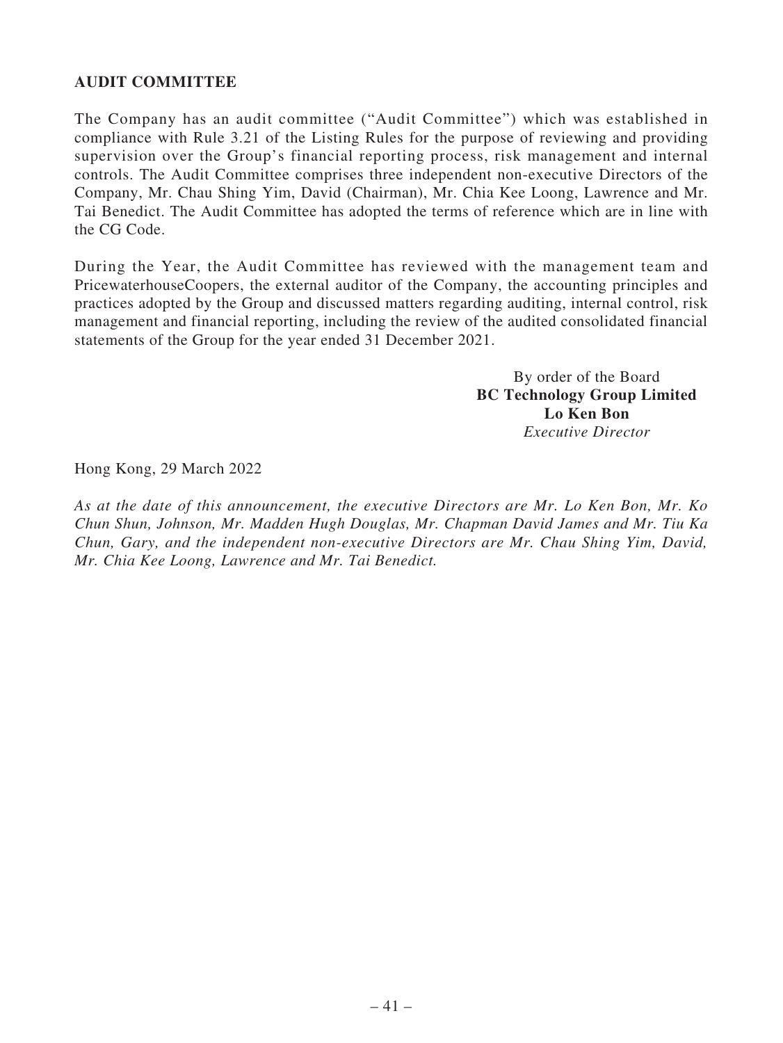## AUDIT COMMITTEE

The Company has an audit committee ("Audit Committee") which was established in compliance with Rule 3.21 of the Listing Rules for the purpose of reviewing and providing supervision over the Group's financial reporting process, risk management and internal controls. The Audit Committee comprises three independent non-executive Directors of the Company, Mr. Chau Shing Yim, David (Chairman), Mr. Chia Kee Loong, Lawrence and Mr. Tai Benedict. The Audit Committee has adopted the terms of reference which are in line with the CG Code.

During the Year, the Audit Committee has reviewed with the management team and PricewaterhouseCoopers, the external auditor of the Company, the accounting principles and practices adopted by the Group and discussed matters regarding auditing, internal control, risk management and financial reporting, including the review of the audited consolidated financial statements of the Group for the year ended 31 December 2021.

By order of the Board
**BC Technology Group Limited**
**Lo Ken Bon**
*Executive Director*

Hong Kong, 29 March 2022

*As at the date of this announcement, the executive Directors are Mr. Lo Ken Bon, Mr. Ko Chun Shun, Johnson, Mr. Madden Hugh Douglas, Mr. Chapman David James and Mr. Tiu Ka Chun, Gary, and the independent non-executive Directors are Mr. Chau Shing Yim, David, Mr. Chia Kee Loong, Lawrence and Mr. Tai Benedict.*